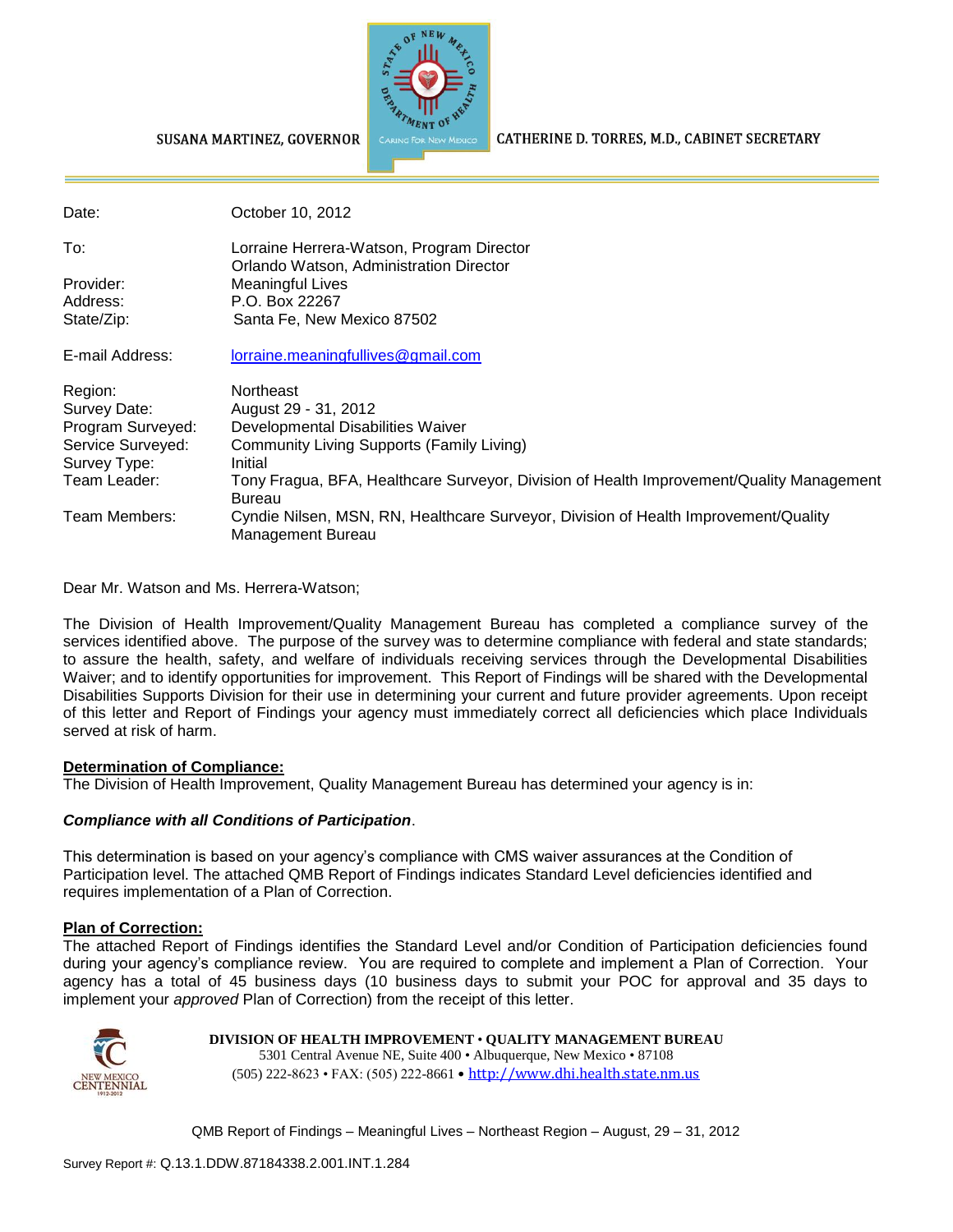SUSANA MARTINEZ, GOVERNOR

CATHERINE D. TORRES, M.D., CABINET SECRETARY

| | |
|---|---|
| Date: | October 10, 2012 |
| To: | Lorraine Herrera-Watson, Program Director<br>Orlando Watson, Administration Director |
| Provider: | Meaningful Lives |
| Address: | P.O. Box 22267 |
| State/Zip: | Santa Fe, New Mexico 87502 |
| E-mail Address: | lorraine.meaningfullives@gmail.com |
| Region: | Northeast |
| Survey Date: | August 29 - 31, 2012 |
| Program Surveyed: | Developmental Disabilities Waiver |
| Service Surveyed: | Community Living Supports (Family Living) |
| Survey Type: | Initial |
| Team Leader: | Tony Fragua, BFA, Healthcare Surveyor, Division of Health Improvement/Quality Management Bureau |
| Team Members: | Cyndie Nilsen, MSN, RN, Healthcare Surveyor, Division of Health Improvement/Quality Management Bureau |

Dear Mr. Watson and Ms. Herrera-Watson;

The Division of Health Improvement/Quality Management Bureau has completed a compliance survey of the services identified above. The purpose of the survey was to determine compliance with federal and state standards; to assure the health, safety, and welfare of individuals receiving services through the Developmental Disabilities Waiver; and to identify opportunities for improvement. This Report of Findings will be shared with the Developmental Disabilities Supports Division for their use in determining your current and future provider agreements. Upon receipt of this letter and Report of Findings your agency must immediately correct all deficiencies which place Individuals served at risk of harm.

**Determination of Compliance:**
The Division of Health Improvement, Quality Management Bureau has determined your agency is in:

***Compliance with all Conditions of Participation***.

This determination is based on your agency's compliance with CMS waiver assurances at the Condition of Participation level. The attached QMB Report of Findings indicates Standard Level deficiencies identified and requires implementation of a Plan of Correction.

**Plan of Correction:**
The attached Report of Findings identifies the Standard Level and/or Condition of Participation deficiencies found during your agency's compliance review. You are required to complete and implement a Plan of Correction. Your agency has a total of 45 business days (10 business days to submit your POC for approval and 35 days to implement your *approved* Plan of Correction) from the receipt of this letter.

**DIVISION OF HEALTH IMPROVEMENT • QUALITY MANAGEMENT BUREAU**
5301 Central Avenue NE, Suite 400 • Albuquerque, New Mexico • 87108
(505) 222-8623 • FAX: (505) 222-8661 • http://www.dhi.health.state.nm.us

Survey Report #: Q.13.1.DDW.87184338.2.001.INT.1.284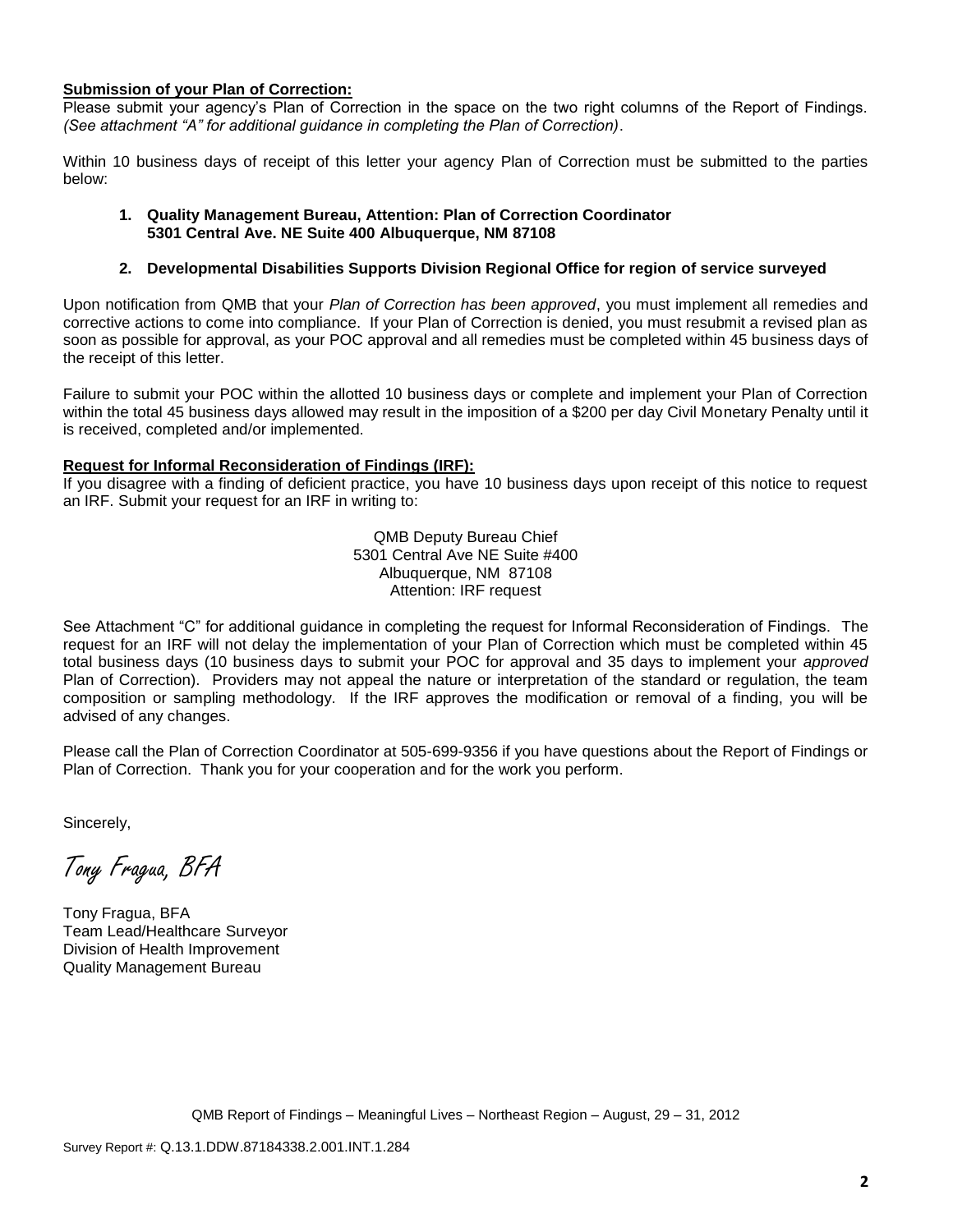**Submission of your Plan of Correction:**

Please submit your agency's Plan of Correction in the space on the two right columns of the Report of Findings. *(See attachment "A" for additional guidance in completing the Plan of Correction)*.

Within 10 business days of receipt of this letter your agency Plan of Correction must be submitted to the parties below:

1. **Quality Management Bureau, Attention: Plan of Correction Coordinator 5301 Central Ave. NE Suite 400 Albuquerque, NM 87108**
2. **Developmental Disabilities Supports Division Regional Office for region of service surveyed**

Upon notification from QMB that your *Plan of Correction has been approved*, you must implement all remedies and corrective actions to come into compliance. If your Plan of Correction is denied, you must resubmit a revised plan as soon as possible for approval, as your POC approval and all remedies must be completed within 45 business days of the receipt of this letter.

Failure to submit your POC within the allotted 10 business days or complete and implement your Plan of Correction within the total 45 business days allowed may result in the imposition of a $200 per day Civil Monetary Penalty until it is received, completed and/or implemented.

**Request for Informal Reconsideration of Findings (IRF):**

If you disagree with a finding of deficient practice, you have 10 business days upon receipt of this notice to request an IRF. Submit your request for an IRF in writing to:

QMB Deputy Bureau Chief
5301 Central Ave NE Suite #400
Albuquerque, NM 87108
Attention: IRF request

See Attachment "C" for additional guidance in completing the request for Informal Reconsideration of Findings. The request for an IRF will not delay the implementation of your Plan of Correction which must be completed within 45 total business days (10 business days to submit your POC for approval and 35 days to implement your *approved* Plan of Correction). Providers may not appeal the nature or interpretation of the standard or regulation, the team composition or sampling methodology. If the IRF approves the modification or removal of a finding, you will be advised of any changes.

Please call the Plan of Correction Coordinator at 505-699-9356 if you have questions about the Report of Findings or Plan of Correction. Thank you for your cooperation and for the work you perform.

Sincerely,

*Tony Fragua, BFA*

Tony Fragua, BFA
Team Lead/Healthcare Surveyor
Division of Health Improvement
Quality Management Bureau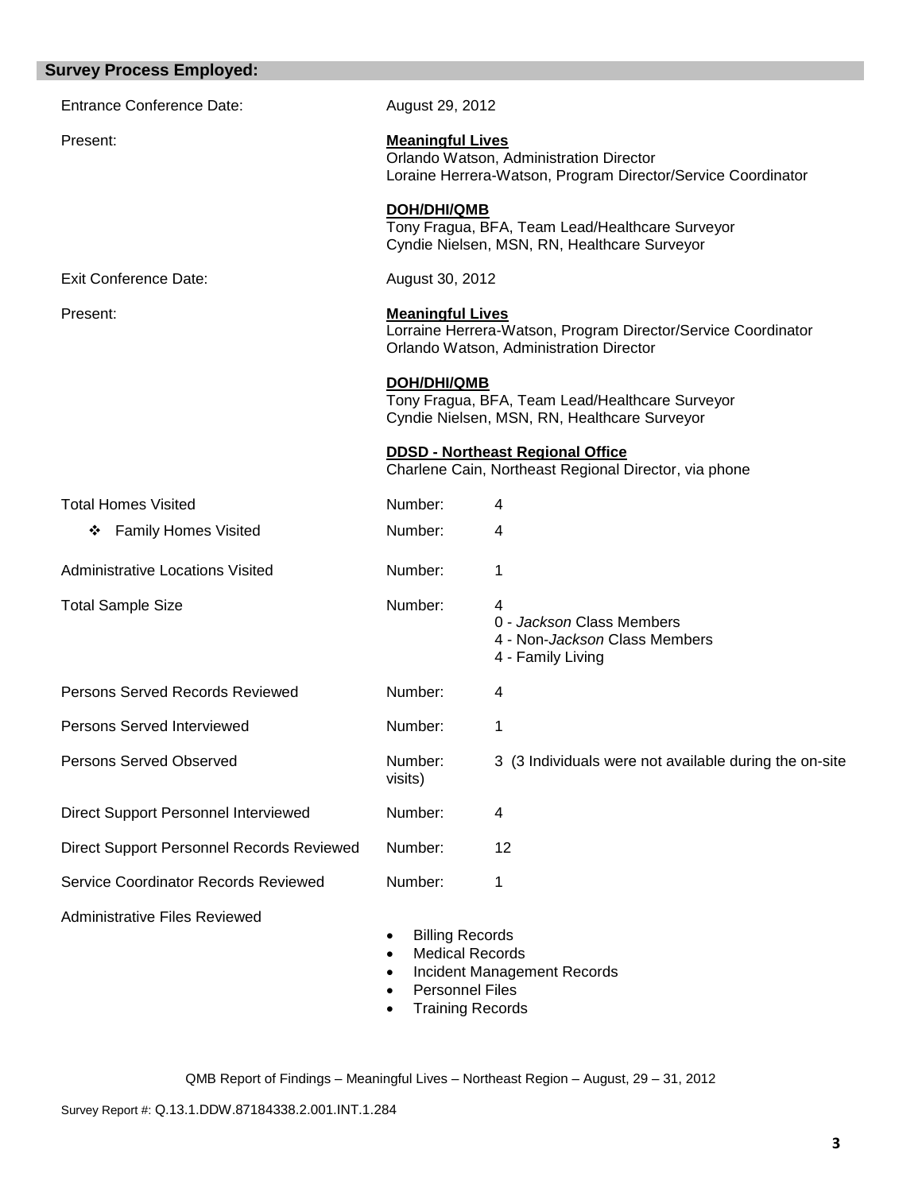## Survey Process Employed:

| | | |
|---|---|---|
| Entrance Conference Date: | August 29, 2012 | |
| Present: | **Meaningful Lives**<br>Orlando Watson, Administration Director<br>Loraine Herrera-Watson, Program Director/Service Coordinator<br><br>**DOH/DHI/QMB**<br>Tony Fragua, BFA, Team Lead/Healthcare Surveyor<br>Cyndie Nielsen, MSN, RN, Healthcare Surveyor | |
| Exit Conference Date: | August 30, 2012 | |
| Present: | **Meaningful Lives**<br>Lorraine Herrera-Watson, Program Director/Service Coordinator<br>Orlando Watson, Administration Director<br><br>**DOH/DHI/QMB**<br>Tony Fragua, BFA, Team Lead/Healthcare Surveyor<br>Cyndie Nielsen, MSN, RN, Healthcare Surveyor<br><br>**DDSD - Northeast Regional Office**<br>Charlene Cain, Northeast Regional Director, via phone | |
| Total Homes Visited | Number: | 4 |
| ❖ Family Homes Visited | Number: | 4 |
| Administrative Locations Visited | Number: | 1 |
| Total Sample Size | Number: | 4<br>0 - *Jackson* Class Members<br>4 - Non-*Jackson* Class Members<br>4 - Family Living |
| Persons Served Records Reviewed | Number: | 4 |
| Persons Served Interviewed | Number: | 1 |
| Persons Served Observed | Number: | 3 (3 Individuals were not available during the on-site visits) |
| Direct Support Personnel Interviewed | Number: | 4 |
| Direct Support Personnel Records Reviewed | Number: | 12 |
| Service Coordinator Records Reviewed | Number: | 1 |

Administrative Files Reviewed

- Billing Records
- Medical Records
- Incident Management Records
- Personnel Files
- Training Records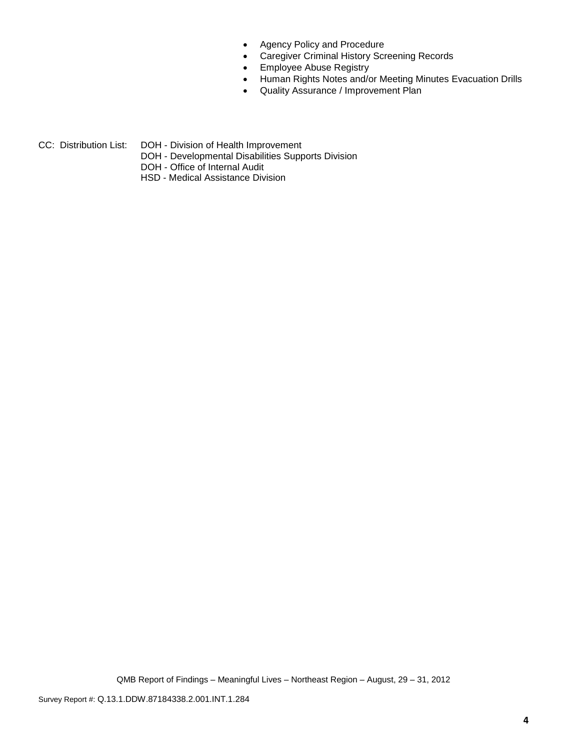- Agency Policy and Procedure
- Caregiver Criminal History Screening Records
- Employee Abuse Registry
- Human Rights Notes and/or Meeting Minutes Evacuation Drills
- Quality Assurance / Improvement Plan

CC: Distribution List: DOH - Division of Health Improvement
DOH - Developmental Disabilities Supports Division
DOH - Office of Internal Audit
HSD - Medical Assistance Division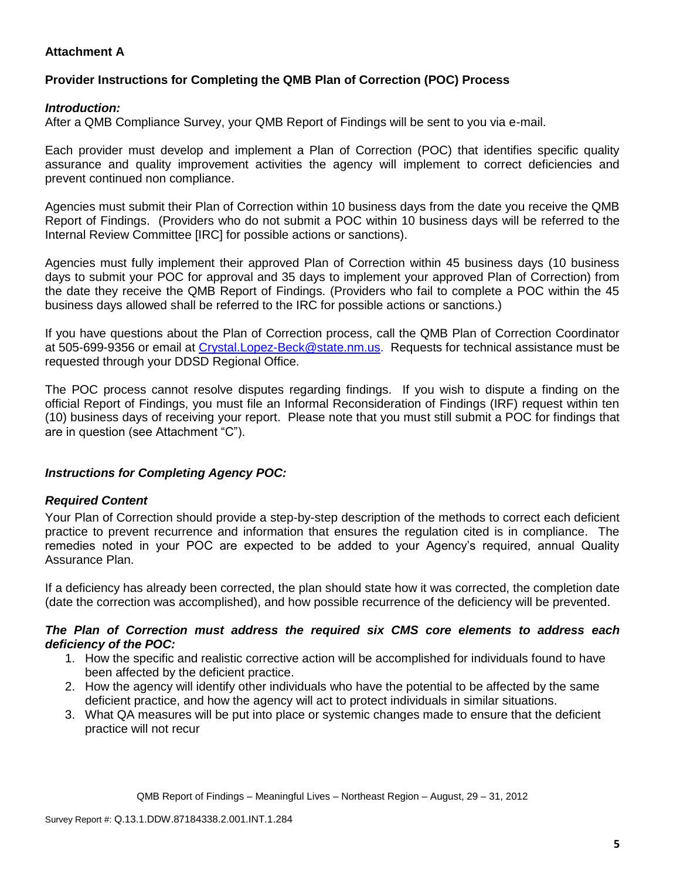**Attachment A**

**Provider Instructions for Completing the QMB Plan of Correction (POC) Process**

***Introduction:***
After a QMB Compliance Survey, your QMB Report of Findings will be sent to you via e-mail.

Each provider must develop and implement a Plan of Correction (POC) that identifies specific quality assurance and quality improvement activities the agency will implement to correct deficiencies and prevent continued non compliance.

Agencies must submit their Plan of Correction within 10 business days from the date you receive the QMB Report of Findings. (Providers who do not submit a POC within 10 business days will be referred to the Internal Review Committee [IRC] for possible actions or sanctions).

Agencies must fully implement their approved Plan of Correction within 45 business days (10 business days to submit your POC for approval and 35 days to implement your approved Plan of Correction) from the date they receive the QMB Report of Findings. (Providers who fail to complete a POC within the 45 business days allowed shall be referred to the IRC for possible actions or sanctions.)

If you have questions about the Plan of Correction process, call the QMB Plan of Correction Coordinator at 505-699-9356 or email at Crystal.Lopez-Beck@state.nm.us. Requests for technical assistance must be requested through your DDSD Regional Office.

The POC process cannot resolve disputes regarding findings. If you wish to dispute a finding on the official Report of Findings, you must file an Informal Reconsideration of Findings (IRF) request within ten (10) business days of receiving your report. Please note that you must still submit a POC for findings that are in question (see Attachment "C").

***Instructions for Completing Agency POC:***

***Required Content***
Your Plan of Correction should provide a step-by-step description of the methods to correct each deficient practice to prevent recurrence and information that ensures the regulation cited is in compliance. The remedies noted in your POC are expected to be added to your Agency's required, annual Quality Assurance Plan.

If a deficiency has already been corrected, the plan should state how it was corrected, the completion date (date the correction was accomplished), and how possible recurrence of the deficiency will be prevented.

***The Plan of Correction must address the required six CMS core elements to address each deficiency of the POC:***

1. How the specific and realistic corrective action will be accomplished for individuals found to have been affected by the deficient practice.
2. How the agency will identify other individuals who have the potential to be affected by the same deficient practice, and how the agency will act to protect individuals in similar situations.
3. What QA measures will be put into place or systemic changes made to ensure that the deficient practice will not recur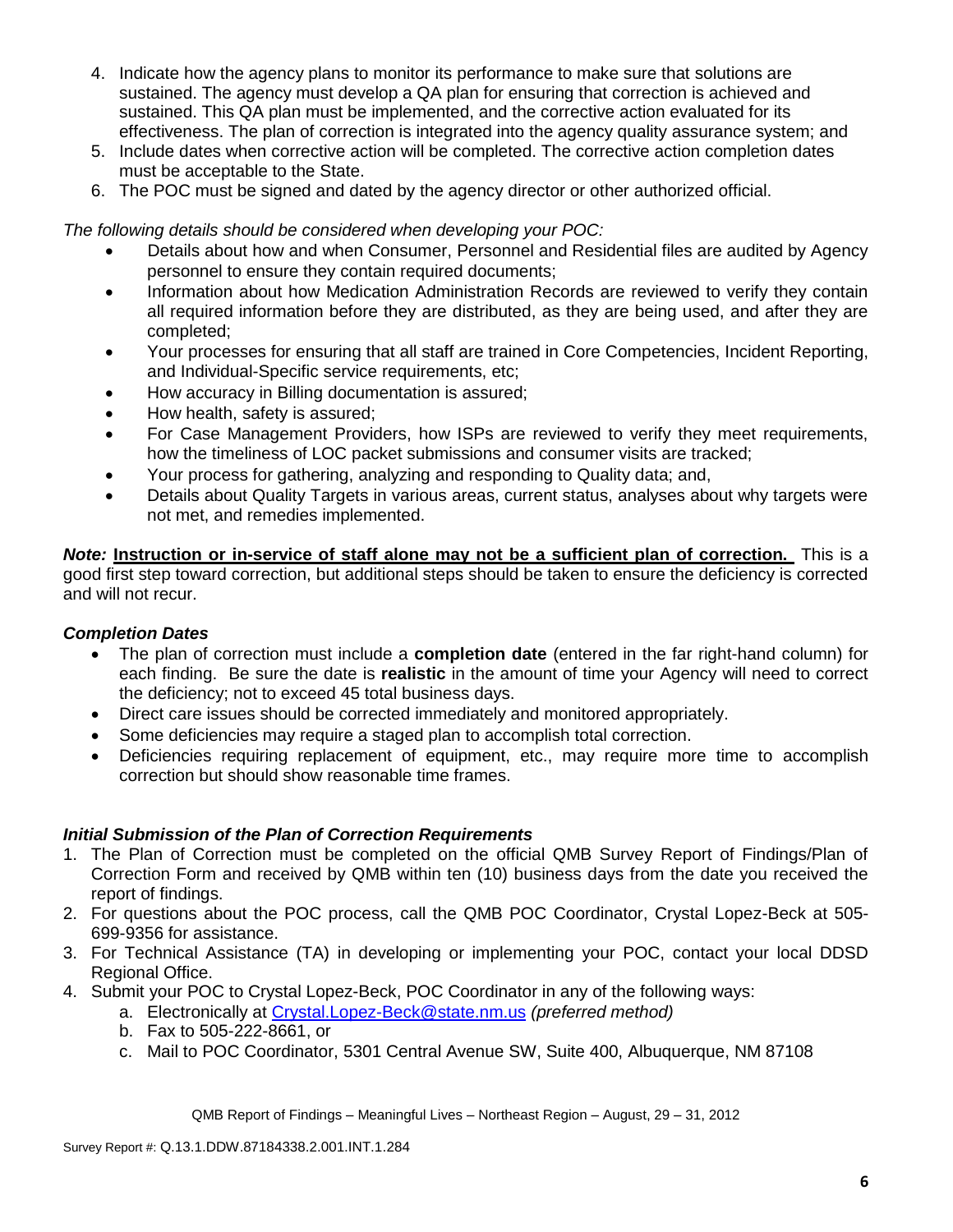4. Indicate how the agency plans to monitor its performance to make sure that solutions are sustained. The agency must develop a QA plan for ensuring that correction is achieved and sustained. This QA plan must be implemented, and the corrective action evaluated for its effectiveness. The plan of correction is integrated into the agency quality assurance system; and
5. Include dates when corrective action will be completed. The corrective action completion dates must be acceptable to the State.
6. The POC must be signed and dated by the agency director or other authorized official.

*The following details should be considered when developing your POC:*

- Details about how and when Consumer, Personnel and Residential files are audited by Agency personnel to ensure they contain required documents;
- Information about how Medication Administration Records are reviewed to verify they contain all required information before they are distributed, as they are being used, and after they are completed;
- Your processes for ensuring that all staff are trained in Core Competencies, Incident Reporting, and Individual-Specific service requirements, etc;
- How accuracy in Billing documentation is assured;
- How health, safety is assured;
- For Case Management Providers, how ISPs are reviewed to verify they meet requirements, how the timeliness of LOC packet submissions and consumer visits are tracked;
- Your process for gathering, analyzing and responding to Quality data; and,
- Details about Quality Targets in various areas, current status, analyses about why targets were not met, and remedies implemented.

***Note:*** **Instruction or in-service of staff alone may not be a sufficient plan of correction.** This is a good first step toward correction, but additional steps should be taken to ensure the deficiency is corrected and will not recur.

### *Completion Dates*

- The plan of correction must include a **completion date** (entered in the far right-hand column) for each finding. Be sure the date is **realistic** in the amount of time your Agency will need to correct the deficiency; not to exceed 45 total business days.
- Direct care issues should be corrected immediately and monitored appropriately.
- Some deficiencies may require a staged plan to accomplish total correction.
- Deficiencies requiring replacement of equipment, etc., may require more time to accomplish correction but should show reasonable time frames.

### *Initial Submission of the Plan of Correction Requirements*

1. The Plan of Correction must be completed on the official QMB Survey Report of Findings/Plan of Correction Form and received by QMB within ten (10) business days from the date you received the report of findings.
2. For questions about the POC process, call the QMB POC Coordinator, Crystal Lopez-Beck at 505-699-9356 for assistance.
3. For Technical Assistance (TA) in developing or implementing your POC, contact your local DDSD Regional Office.
4. Submit your POC to Crystal Lopez-Beck, POC Coordinator in any of the following ways:
    a. Electronically at Crystal.Lopez-Beck@state.nm.us *(preferred method)*
    b. Fax to 505-222-8661, or
    c. Mail to POC Coordinator, 5301 Central Avenue SW, Suite 400, Albuquerque, NM 87108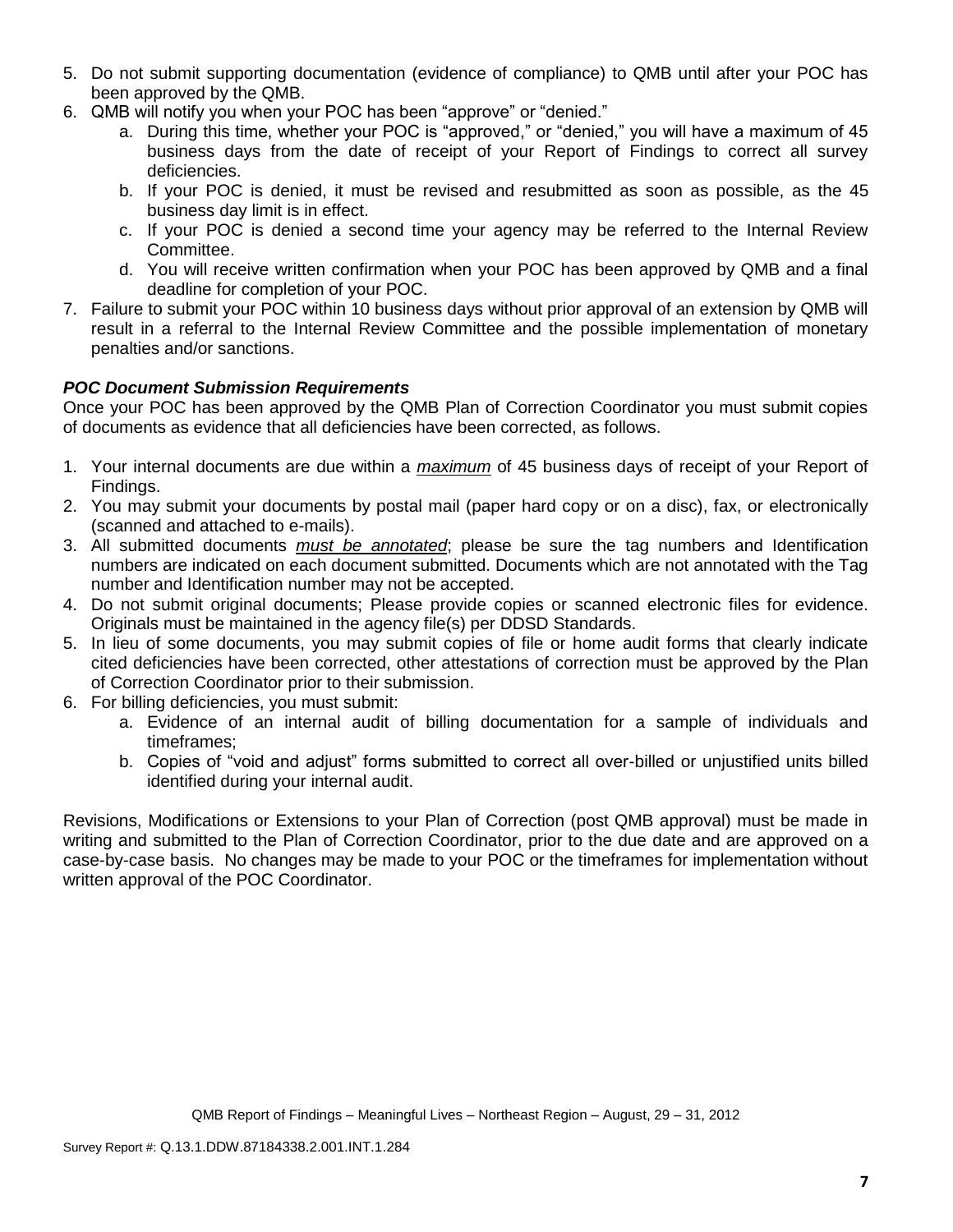5. Do not submit supporting documentation (evidence of compliance) to QMB until after your POC has been approved by the QMB.
6. QMB will notify you when your POC has been "approve" or "denied."
   a. During this time, whether your POC is "approved," or "denied," you will have a maximum of 45 business days from the date of receipt of your Report of Findings to correct all survey deficiencies.
   b. If your POC is denied, it must be revised and resubmitted as soon as possible, as the 45 business day limit is in effect.
   c. If your POC is denied a second time your agency may be referred to the Internal Review Committee.
   d. You will receive written confirmation when your POC has been approved by QMB and a final deadline for completion of your POC.
7. Failure to submit your POC within 10 business days without prior approval of an extension by QMB will result in a referral to the Internal Review Committee and the possible implementation of monetary penalties and/or sanctions.

***POC Document Submission Requirements***

Once your POC has been approved by the QMB Plan of Correction Coordinator you must submit copies of documents as evidence that all deficiencies have been corrected, as follows.

1. Your internal documents are due within a ***maximum*** of 45 business days of receipt of your Report of Findings.
2. You may submit your documents by postal mail (paper hard copy or on a disc), fax, or electronically (scanned and attached to e-mails).
3. All submitted documents ***must be annotated***; please be sure the tag numbers and Identification numbers are indicated on each document submitted. Documents which are not annotated with the Tag number and Identification number may not be accepted.
4. Do not submit original documents; Please provide copies or scanned electronic files for evidence. Originals must be maintained in the agency file(s) per DDSD Standards.
5. In lieu of some documents, you may submit copies of file or home audit forms that clearly indicate cited deficiencies have been corrected, other attestations of correction must be approved by the Plan of Correction Coordinator prior to their submission.
6. For billing deficiencies, you must submit:
   a. Evidence of an internal audit of billing documentation for a sample of individuals and timeframes;
   b. Copies of "void and adjust" forms submitted to correct all over-billed or unjustified units billed identified during your internal audit.

Revisions, Modifications or Extensions to your Plan of Correction (post QMB approval) must be made in writing and submitted to the Plan of Correction Coordinator, prior to the due date and are approved on a case-by-case basis. No changes may be made to your POC or the timeframes for implementation without written approval of the POC Coordinator.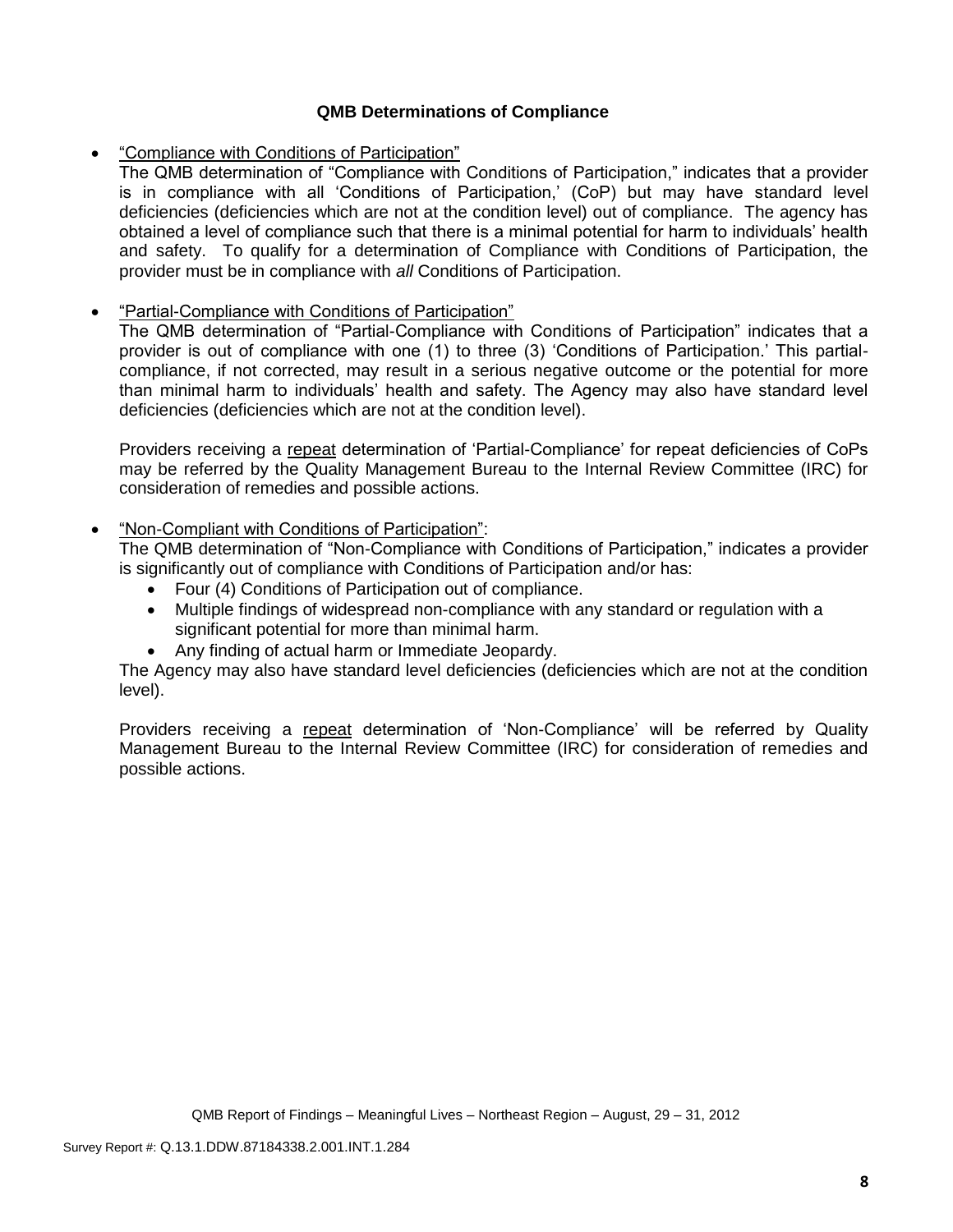### QMB Determinations of Compliance

- "Compliance with Conditions of Participation"

  The QMB determination of "Compliance with Conditions of Participation," indicates that a provider is in compliance with all 'Conditions of Participation,' (CoP) but may have standard level deficiencies (deficiencies which are not at the condition level) out of compliance. The agency has obtained a level of compliance such that there is a minimal potential for harm to individuals' health and safety. To qualify for a determination of Compliance with Conditions of Participation, the provider must be in compliance with *all* Conditions of Participation.

- "Partial-Compliance with Conditions of Participation"

  The QMB determination of "Partial-Compliance with Conditions of Participation" indicates that a provider is out of compliance with one (1) to three (3) 'Conditions of Participation.' This partial-compliance, if not corrected, may result in a serious negative outcome or the potential for more than minimal harm to individuals' health and safety. The Agency may also have standard level deficiencies (deficiencies which are not at the condition level).

  Providers receiving a repeat determination of 'Partial-Compliance' for repeat deficiencies of CoPs may be referred by the Quality Management Bureau to the Internal Review Committee (IRC) for consideration of remedies and possible actions.

- "Non-Compliant with Conditions of Participation":

  The QMB determination of "Non-Compliance with Conditions of Participation," indicates a provider is significantly out of compliance with Conditions of Participation and/or has:
  - Four (4) Conditions of Participation out of compliance.
  - Multiple findings of widespread non-compliance with any standard or regulation with a significant potential for more than minimal harm.
  - Any finding of actual harm or Immediate Jeopardy.

  The Agency may also have standard level deficiencies (deficiencies which are not at the condition level).

  Providers receiving a repeat determination of 'Non-Compliance' will be referred by Quality Management Bureau to the Internal Review Committee (IRC) for consideration of remedies and possible actions.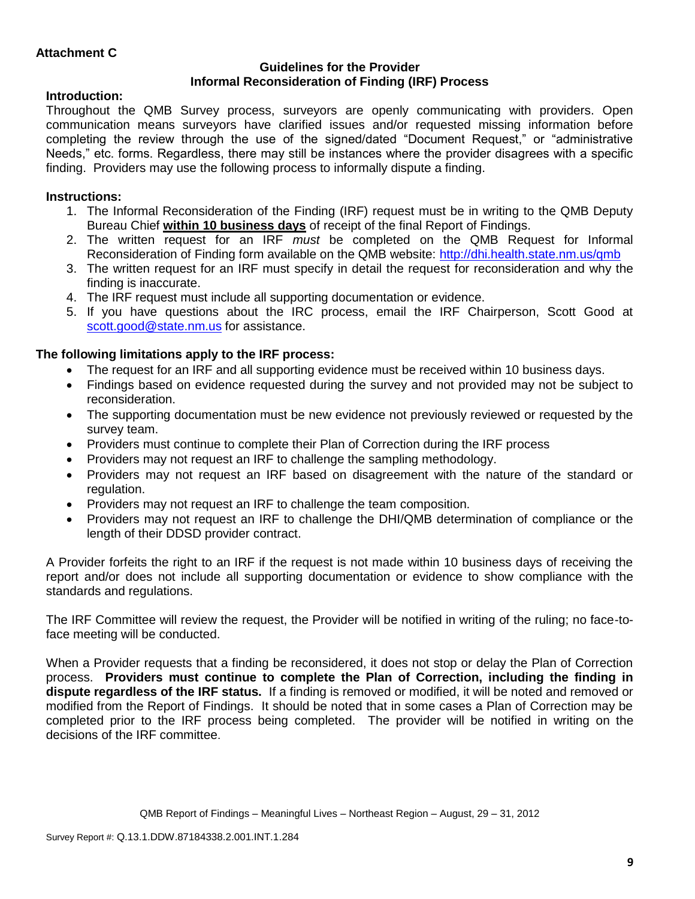**Attachment C**

**Guidelines for the Provider**
**Informal Reconsideration of Finding (IRF) Process**

**Introduction:**

Throughout the QMB Survey process, surveyors are openly communicating with providers. Open communication means surveyors have clarified issues and/or requested missing information before completing the review through the use of the signed/dated "Document Request," or "administrative Needs," etc. forms. Regardless, there may still be instances where the provider disagrees with a specific finding. Providers may use the following process to informally dispute a finding.

**Instructions:**

1. The Informal Reconsideration of the Finding (IRF) request must be in writing to the QMB Deputy Bureau Chief **within 10 business days** of receipt of the final Report of Findings.
2. The written request for an IRF *must* be completed on the QMB Request for Informal Reconsideration of Finding form available on the QMB website: http://dhi.health.state.nm.us/qmb
3. The written request for an IRF must specify in detail the request for reconsideration and why the finding is inaccurate.
4. The IRF request must include all supporting documentation or evidence.
5. If you have questions about the IRC process, email the IRF Chairperson, Scott Good at scott.good@state.nm.us for assistance.

**The following limitations apply to the IRF process:**

- The request for an IRF and all supporting evidence must be received within 10 business days.
- Findings based on evidence requested during the survey and not provided may not be subject to reconsideration.
- The supporting documentation must be new evidence not previously reviewed or requested by the survey team.
- Providers must continue to complete their Plan of Correction during the IRF process
- Providers may not request an IRF to challenge the sampling methodology.
- Providers may not request an IRF based on disagreement with the nature of the standard or regulation.
- Providers may not request an IRF to challenge the team composition.
- Providers may not request an IRF to challenge the DHI/QMB determination of compliance or the length of their DDSD provider contract.

A Provider forfeits the right to an IRF if the request is not made within 10 business days of receiving the report and/or does not include all supporting documentation or evidence to show compliance with the standards and regulations.

The IRF Committee will review the request, the Provider will be notified in writing of the ruling; no face-to-face meeting will be conducted.

When a Provider requests that a finding be reconsidered, it does not stop or delay the Plan of Correction process. **Providers must continue to complete the Plan of Correction, including the finding in dispute regardless of the IRF status.** If a finding is removed or modified, it will be noted and removed or modified from the Report of Findings. It should be noted that in some cases a Plan of Correction may be completed prior to the IRF process being completed. The provider will be notified in writing on the decisions of the IRF committee.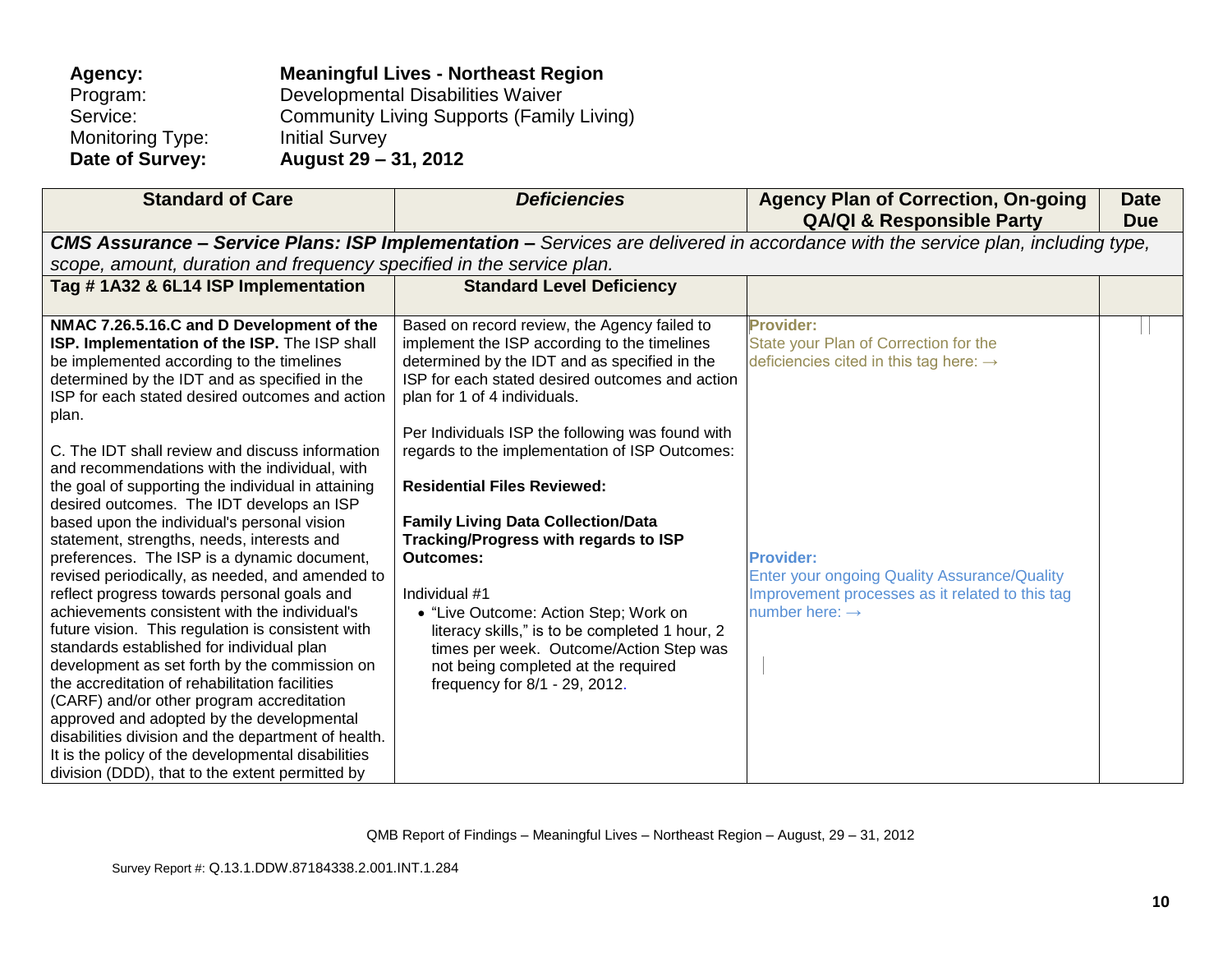**Agency:** **Meaningful Lives - Northeast Region**
Program: Developmental Disabilities Waiver
Service: Community Living Supports (Family Living)
Monitoring Type: Initial Survey
**Date of Survey:** **August 29 – 31, 2012**

| Standard of Care | *Deficiencies* | Agency Plan of Correction, On-going QA/QI & Responsible Party | Date Due |
|---|---|---|---|
| ***CMS Assurance – Service Plans: ISP Implementation –*** *Services are delivered in accordance with the service plan, including type, scope, amount, duration and frequency specified in the service plan.* | | | |
| **Tag # 1A32 & 6L14 ISP Implementation** | **Standard Level Deficiency** | | |
| **NMAC 7.26.5.16.C and D Development of the ISP. Implementation of the ISP.** The ISP shall be implemented according to the timelines determined by the IDT and as specified in the ISP for each stated desired outcomes and action plan.<br><br>C. The IDT shall review and discuss information and recommendations with the individual, with the goal of supporting the individual in attaining desired outcomes. The IDT develops an ISP based upon the individual's personal vision statement, strengths, needs, interests and preferences. The ISP is a dynamic document, revised periodically, as needed, and amended to reflect progress towards personal goals and achievements consistent with the individual's future vision. This regulation is consistent with standards established for individual plan development as set forth by the commission on the accreditation of rehabilitation facilities (CARF) and/or other program accreditation approved and adopted by the developmental disabilities division and the department of health. It is the policy of the developmental disabilities division (DDD), that to the extent permitted by | Based on record review, the Agency failed to implement the ISP according to the timelines determined by the IDT and as specified in the ISP for each stated desired outcomes and action plan for 1 of 4 individuals.<br><br>Per Individuals ISP the following was found with regards to the implementation of ISP Outcomes:<br><br>**Residential Files Reviewed:**<br><br>**Family Living Data Collection/Data Tracking/Progress with regards to ISP Outcomes:**<br><br>Individual #1<br>• "Live Outcome: Action Step; Work on literacy skills," is to be completed 1 hour, 2 times per week. Outcome/Action Step was not being completed at the required frequency for 8/1 - 29, 2012. | **Provider:**<br>State your Plan of Correction for the deficiencies cited in this tag here: →<br><br>**Provider:**<br>Enter your ongoing Quality Assurance/Quality Improvement processes as it related to this tag number here: → | |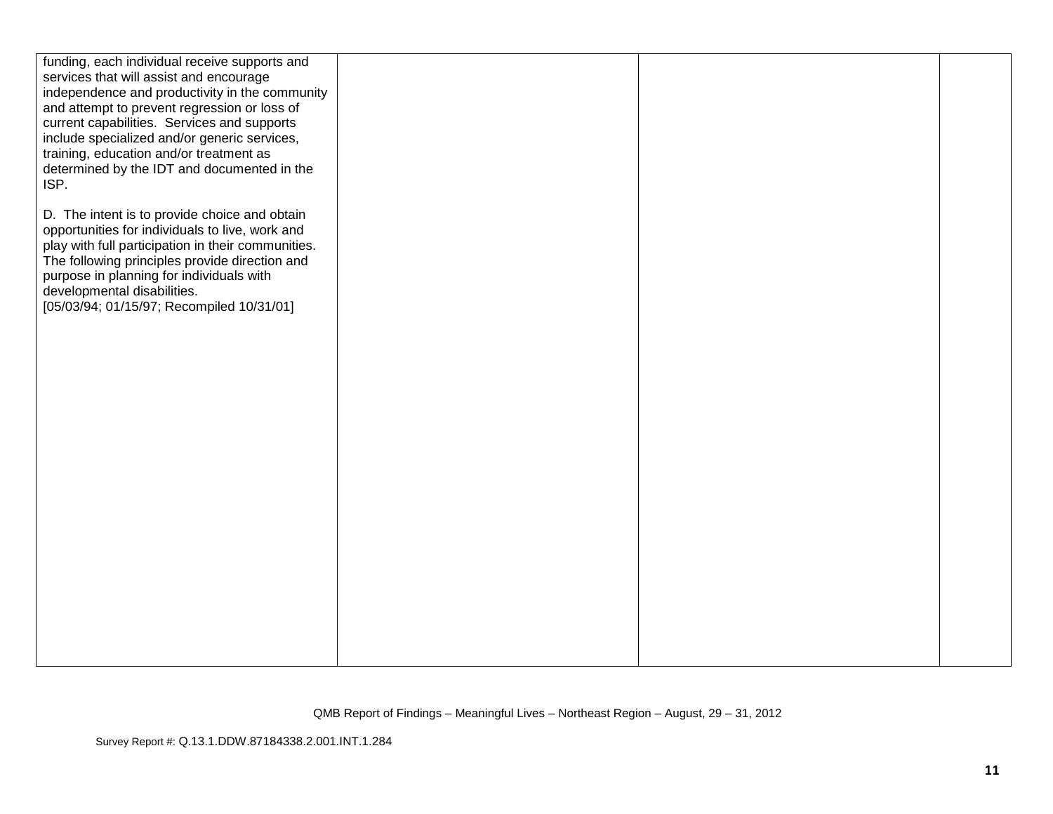| | | | |
|---|---|---|---|
| funding, each individual receive supports and services that will assist and encourage independence and productivity in the community and attempt to prevent regression or loss of current capabilities. Services and supports include specialized and/or generic services, training, education and/or treatment as determined by the IDT and documented in the ISP.<br><br>D. The intent is to provide choice and obtain opportunities for individuals to live, work and play with full participation in their communities. The following principles provide direction and purpose in planning for individuals with developmental disabilities.<br>[05/03/94; 01/15/97; Recompiled 10/31/01] | | | |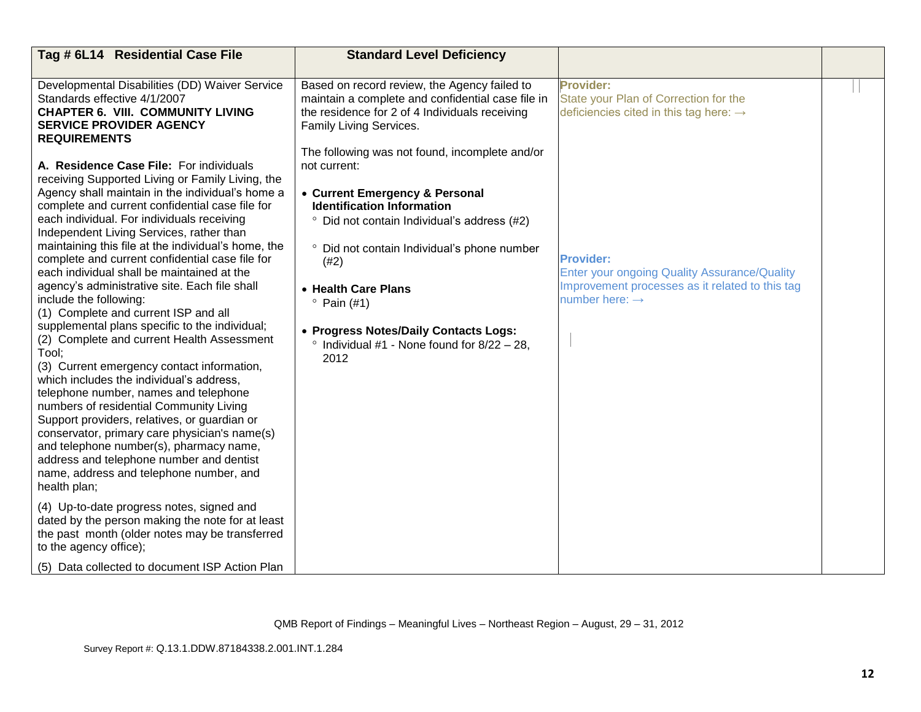| Tag # 6L14 Residential Case File | Standard Level Deficiency | | |
|---|---|---|---|
| Developmental Disabilities (DD) Waiver Service Standards effective 4/1/2007<br>**CHAPTER 6. VIII. COMMUNITY LIVING SERVICE PROVIDER AGENCY REQUIREMENTS**<br><br>**A. Residence Case File:** For individuals receiving Supported Living or Family Living, the Agency shall maintain in the individual's home a complete and current confidential case file for each individual. For individuals receiving Independent Living Services, rather than maintaining this file at the individual's home, the complete and current confidential case file for each individual shall be maintained at the agency's administrative site. Each file shall include the following:<br>(1) Complete and current ISP and all supplemental plans specific to the individual;<br>(2) Complete and current Health Assessment Tool;<br>(3) Current emergency contact information, which includes the individual's address, telephone number, names and telephone numbers of residential Community Living Support providers, relatives, or guardian or conservator, primary care physician's name(s) and telephone number(s), pharmacy name, address and telephone number and dentist name, address and telephone number, and health plan;<br><br>(4) Up-to-date progress notes, signed and dated by the person making the note for at least the past month (older notes may be transferred to the agency office);<br><br>(5) Data collected to document ISP Action Plan | Based on record review, the Agency failed to maintain a complete and confidential case file in the residence for 2 of 4 Individuals receiving Family Living Services.<br><br>The following was not found, incomplete and/or not current:<br><br>• **Current Emergency & Personal Identification Information**<br>° Did not contain Individual's address (#2)<br><br>° Did not contain Individual's phone number (#2)<br><br>• **Health Care Plans**<br>° Pain (#1)<br><br>• **Progress Notes/Daily Contacts Logs:**<br>° Individual #1 - None found for 8/22 – 28, 2012 | **Provider:**<br>State your Plan of Correction for the deficiencies cited in this tag here: →<br><br>**Provider:**<br>Enter your ongoing Quality Assurance/Quality Improvement processes as it related to this tag number here: → | |

QMB Report of Findings – Meaningful Lives – Northeast Region – August, 29 – 31, 2012

Survey Report #: Q.13.1.DDW.87184338.2.001.INT.1.284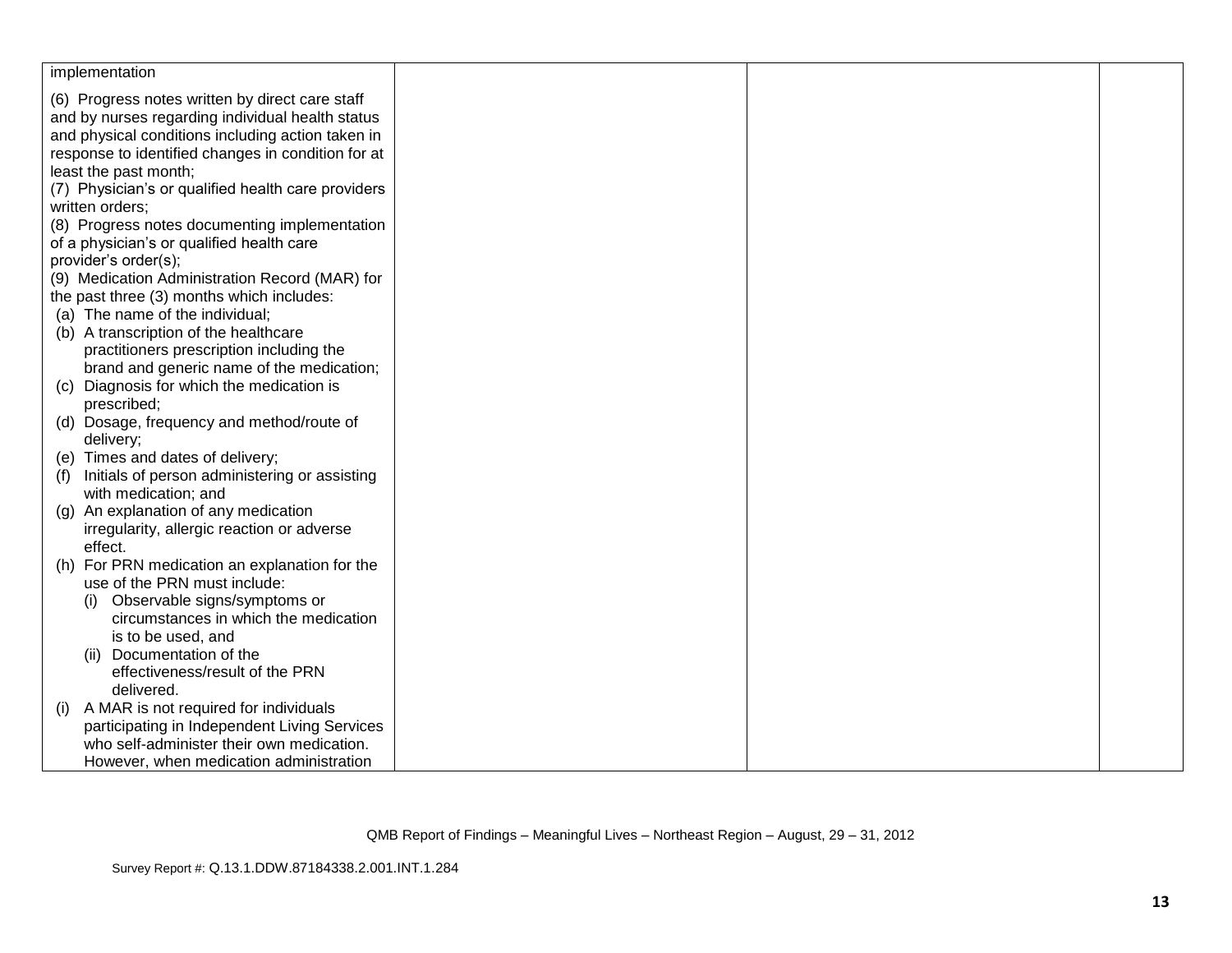| | | | |
|---|---|---|---|
| implementation<br><br>(6) Progress notes written by direct care staff and by nurses regarding individual health status and physical conditions including action taken in response to identified changes in condition for at least the past month;<br>(7) Physician's or qualified health care providers written orders;<br>(8) Progress notes documenting implementation of a physician's or qualified health care provider's order(s);<br>(9) Medication Administration Record (MAR) for the past three (3) months which includes:<br>(a) The name of the individual;<br>(b) A transcription of the healthcare practitioners prescription including the brand and generic name of the medication;<br>(c) Diagnosis for which the medication is prescribed;<br>(d) Dosage, frequency and method/route of delivery;<br>(e) Times and dates of delivery;<br>(f) Initials of person administering or assisting with medication; and<br>(g) An explanation of any medication irregularity, allergic reaction or adverse effect.<br>(h) For PRN medication an explanation for the use of the PRN must include:<br>(i) Observable signs/symptoms or circumstances in which the medication is to be used, and<br>(ii) Documentation of the effectiveness/result of the PRN delivered.<br>(i) A MAR is not required for individuals participating in Independent Living Services who self-administer their own medication. However, when medication administration | | | |

QMB Report of Findings – Meaningful Lives – Northeast Region – August, 29 – 31, 2012

Survey Report #: Q.13.1.DDW.87184338.2.001.INT.1.284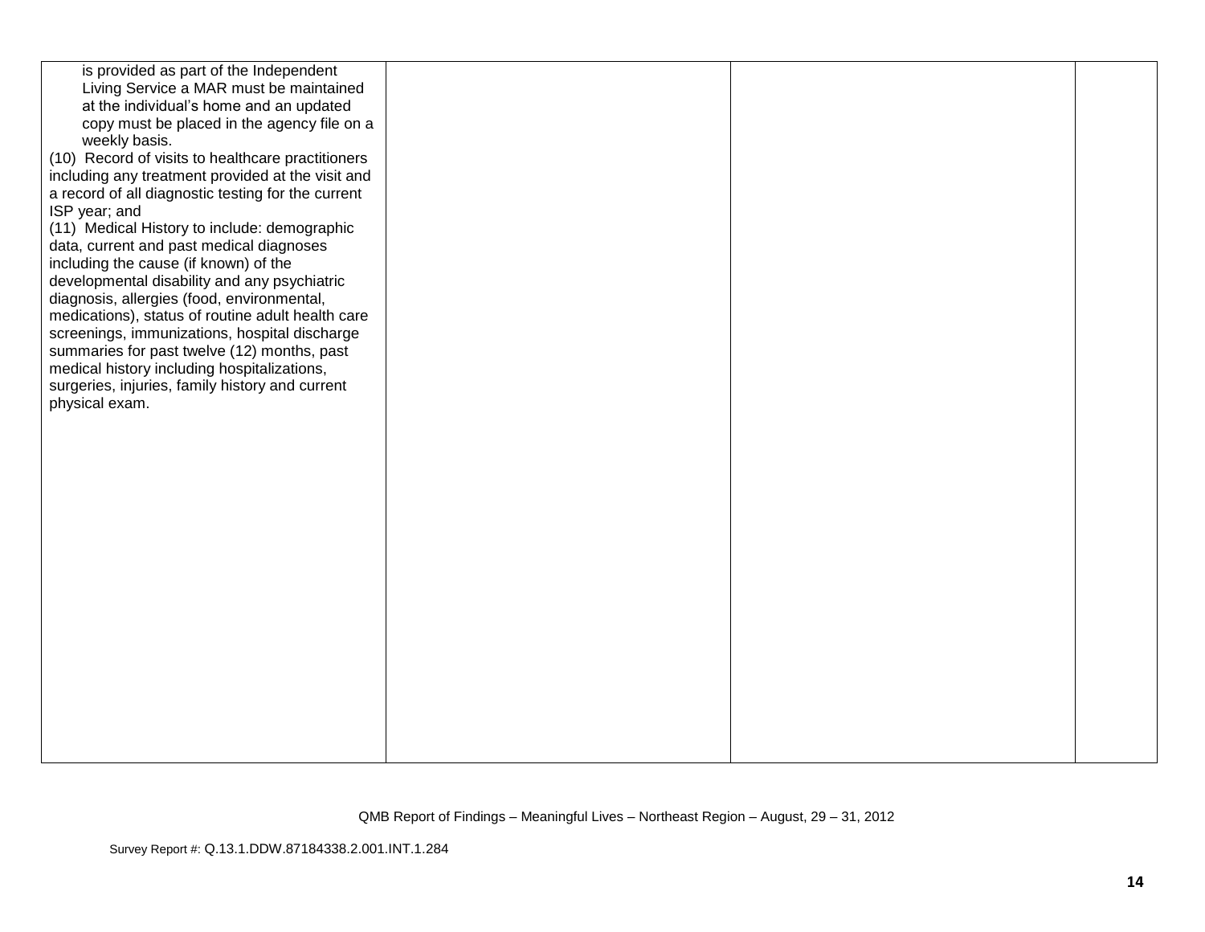| | | | |
|---|---|---|---|
| is provided as part of the Independent Living Service a MAR must be maintained at the individual's home and an updated copy must be placed in the agency file on a weekly basis.<br>(10) Record of visits to healthcare practitioners including any treatment provided at the visit and a record of all diagnostic testing for the current ISP year; and<br>(11) Medical History to include: demographic data, current and past medical diagnoses including the cause (if known) of the developmental disability and any psychiatric diagnosis, allergies (food, environmental, medications), status of routine adult health care screenings, immunizations, hospital discharge summaries for past twelve (12) months, past medical history including hospitalizations, surgeries, injuries, family history and current physical exam. | | | |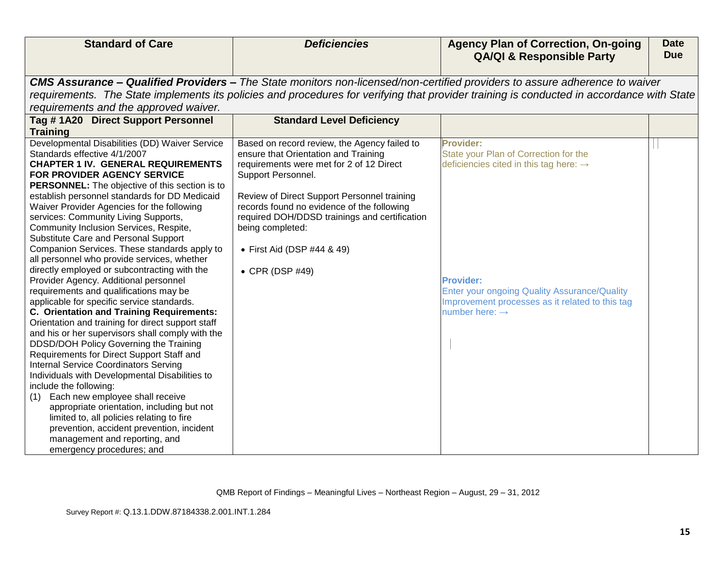| Standard of Care | *Deficiencies* | Agency Plan of Correction, On-going QA/QI & Responsible Party | Date Due |
|---|---|---|---|
| ***CMS Assurance – Qualified Providers –*** *The State monitors non-licensed/non-certified providers to assure adherence to waiver requirements. The State implements its policies and procedures for verifying that provider training is conducted in accordance with State requirements and the approved waiver.* | | | |
| **Tag # 1A20 Direct Support Personnel Training** | **Standard Level Deficiency** | | |
| Developmental Disabilities (DD) Waiver Service Standards effective 4/1/2007<br>**CHAPTER 1 IV. GENERAL REQUIREMENTS FOR PROVIDER AGENCY SERVICE PERSONNEL:** The objective of this section is to establish personnel standards for DD Medicaid Waiver Provider Agencies for the following services: Community Living Supports, Community Inclusion Services, Respite, Substitute Care and Personal Support Companion Services. These standards apply to all personnel who provide services, whether directly employed or subcontracting with the Provider Agency. Additional personnel requirements and qualifications may be applicable for specific service standards.<br>**C. Orientation and Training Requirements:** Orientation and training for direct support staff and his or her supervisors shall comply with the DDSD/DOH Policy Governing the Training Requirements for Direct Support Staff and Internal Service Coordinators Serving Individuals with Developmental Disabilities to include the following:<br>(1) Each new employee shall receive appropriate orientation, including but not limited to, all policies relating to fire prevention, accident prevention, incident management and reporting, and emergency procedures; and | Based on record review, the Agency failed to ensure that Orientation and Training requirements were met for 2 of 12 Direct Support Personnel.<br><br>Review of Direct Support Personnel training records found no evidence of the following required DOH/DDSD trainings and certification being completed:<br><br>• First Aid (DSP #44 & 49)<br><br>• CPR (DSP #49) | **Provider:**<br>State your Plan of Correction for the deficiencies cited in this tag here: →<br><br><br><br><br><br>**Provider:**<br>Enter your ongoing Quality Assurance/Quality Improvement processes as it related to this tag number here: → | |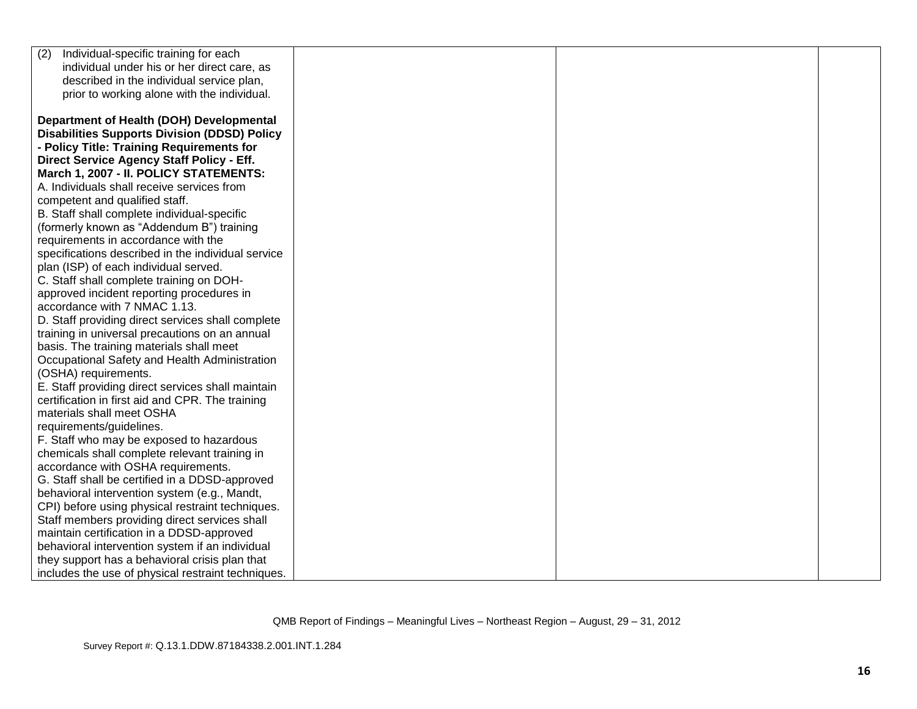| | | | |
|---|---|---|---|
| (2) Individual-specific training for each individual under his or her direct care, as described in the individual service plan, prior to working alone with the individual.<br><br>**Department of Health (DOH) Developmental Disabilities Supports Division (DDSD) Policy - Policy Title: Training Requirements for Direct Service Agency Staff Policy - Eff. March 1, 2007 - II. POLICY STATEMENTS:**<br>A. Individuals shall receive services from competent and qualified staff.<br>B. Staff shall complete individual-specific (formerly known as "Addendum B") training requirements in accordance with the specifications described in the individual service plan (ISP) of each individual served.<br>C. Staff shall complete training on DOH-approved incident reporting procedures in accordance with 7 NMAC 1.13.<br>D. Staff providing direct services shall complete training in universal precautions on an annual basis. The training materials shall meet Occupational Safety and Health Administration (OSHA) requirements.<br>E. Staff providing direct services shall maintain certification in first aid and CPR. The training materials shall meet OSHA requirements/guidelines.<br>F. Staff who may be exposed to hazardous chemicals shall complete relevant training in accordance with OSHA requirements.<br>G. Staff shall be certified in a DDSD-approved behavioral intervention system (e.g., Mandt, CPI) before using physical restraint techniques. Staff members providing direct services shall maintain certification in a DDSD-approved behavioral intervention system if an individual they support has a behavioral crisis plan that includes the use of physical restraint techniques. | | | |

QMB Report of Findings – Meaningful Lives – Northeast Region – August, 29 – 31, 2012

Survey Report #: Q.13.1.DDW.87184338.2.001.INT.1.284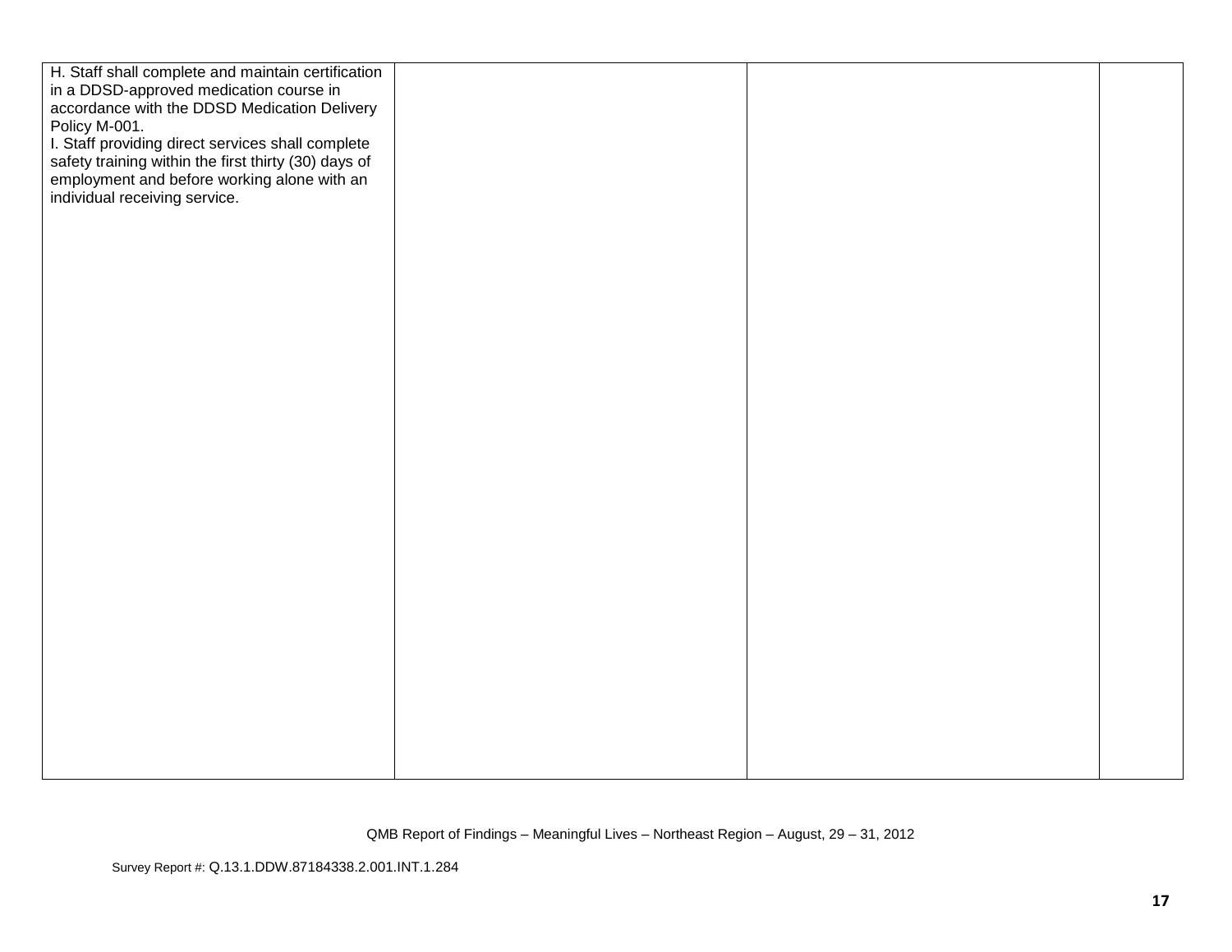| | | | |
|---|---|---|---|
| H. Staff shall complete and maintain certification in a DDSD-approved medication course in accordance with the DDSD Medication Delivery Policy M-001.<br>I. Staff providing direct services shall complete safety training within the first thirty (30) days of employment and before working alone with an individual receiving service. | | | |

QMB Report of Findings – Meaningful Lives – Northeast Region – August, 29 – 31, 2012

Survey Report #: Q.13.1.DDW.87184338.2.001.INT.1.284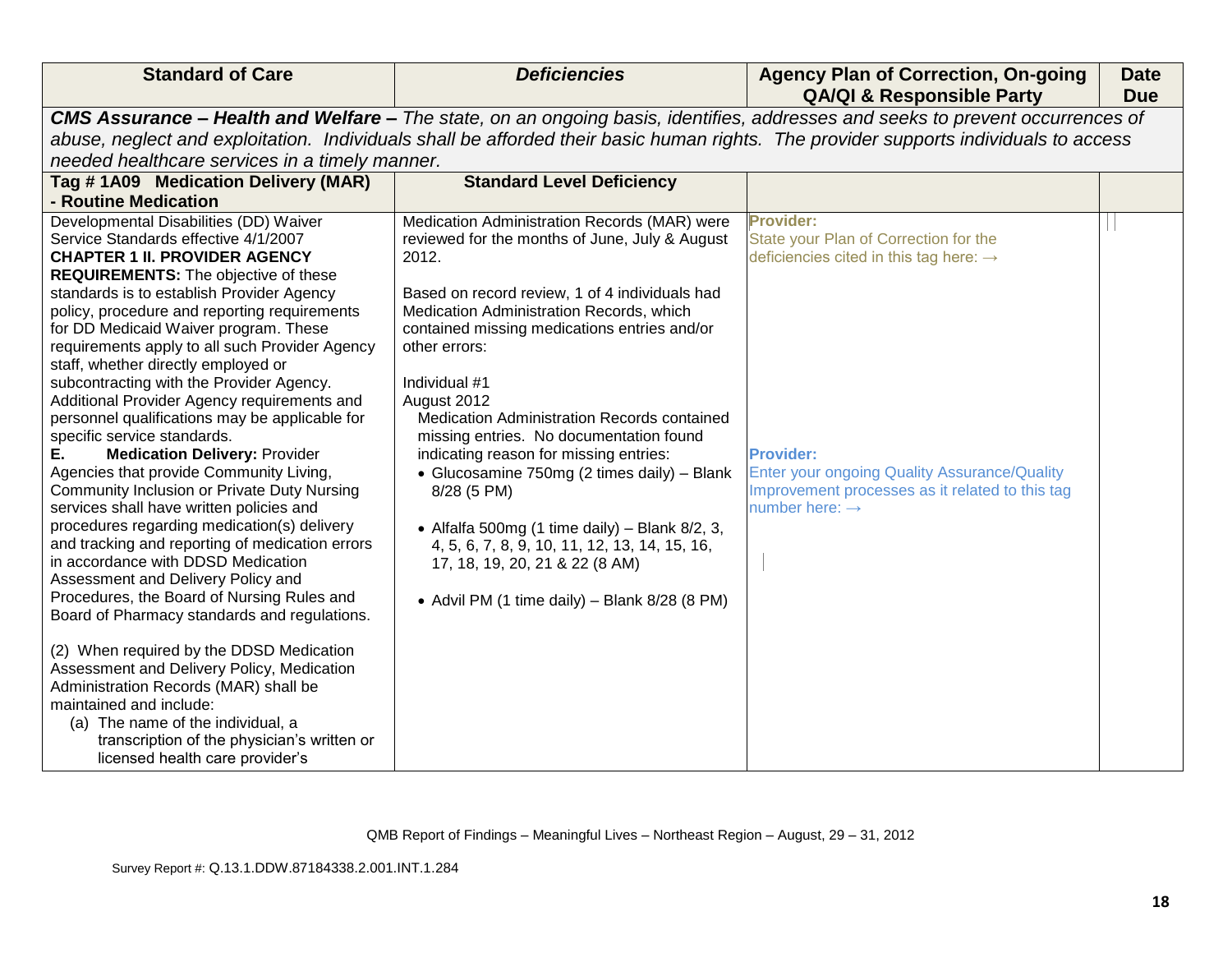| Standard of Care | *Deficiencies* | Agency Plan of Correction, On-going QA/QI & Responsible Party | Date Due |
|---|---|---|---|
| ***CMS Assurance – Health and Welfare –*** *The state, on an ongoing basis, identifies, addresses and seeks to prevent occurrences of abuse, neglect and exploitation. Individuals shall be afforded their basic human rights. The provider supports individuals to access needed healthcare services in a timely manner.* | | | |
| **Tag # 1A09 Medication Delivery (MAR) - Routine Medication** | **Standard Level Deficiency** | | |
| Developmental Disabilities (DD) Waiver Service Standards effective 4/1/2007<br>**CHAPTER 1 II. PROVIDER AGENCY REQUIREMENTS:** The objective of these standards is to establish Provider Agency policy, procedure and reporting requirements for DD Medicaid Waiver program. These requirements apply to all such Provider Agency staff, whether directly employed or subcontracting with the Provider Agency. Additional Provider Agency requirements and personnel qualifications may be applicable for specific service standards.<br>**E. Medication Delivery:** Provider Agencies that provide Community Living, Community Inclusion or Private Duty Nursing services shall have written policies and procedures regarding medication(s) delivery and tracking and reporting of medication errors in accordance with DDSD Medication Assessment and Delivery Policy and Procedures, the Board of Nursing Rules and Board of Pharmacy standards and regulations.<br><br>(2) When required by the DDSD Medication Assessment and Delivery Policy, Medication Administration Records (MAR) shall be maintained and include:<br>(a) The name of the individual, a transcription of the physician's written or licensed health care provider's | Medication Administration Records (MAR) were reviewed for the months of June, July & August 2012.<br><br>Based on record review, 1 of 4 individuals had Medication Administration Records, which contained missing medications entries and/or other errors:<br><br>Individual #1<br>August 2012<br>Medication Administration Records contained missing entries. No documentation found indicating reason for missing entries:<br>• Glucosamine 750mg (2 times daily) – Blank 8/28 (5 PM)<br><br>• Alfalfa 500mg (1 time daily) – Blank 8/2, 3, 4, 5, 6, 7, 8, 9, 10, 11, 12, 13, 14, 15, 16, 17, 18, 19, 20, 21 & 22 (8 AM)<br><br>• Advil PM (1 time daily) – Blank 8/28 (8 PM) | **Provider:**<br>State your Plan of Correction for the deficiencies cited in this tag here: →<br><br><br><br><br><br><br>**Provider:**<br>Enter your ongoing Quality Assurance/Quality Improvement processes as it related to this tag number here: → | |

QMB Report of Findings – Meaningful Lives – Northeast Region – August, 29 – 31, 2012

Survey Report #: Q.13.1.DDW.87184338.2.001.INT.1.284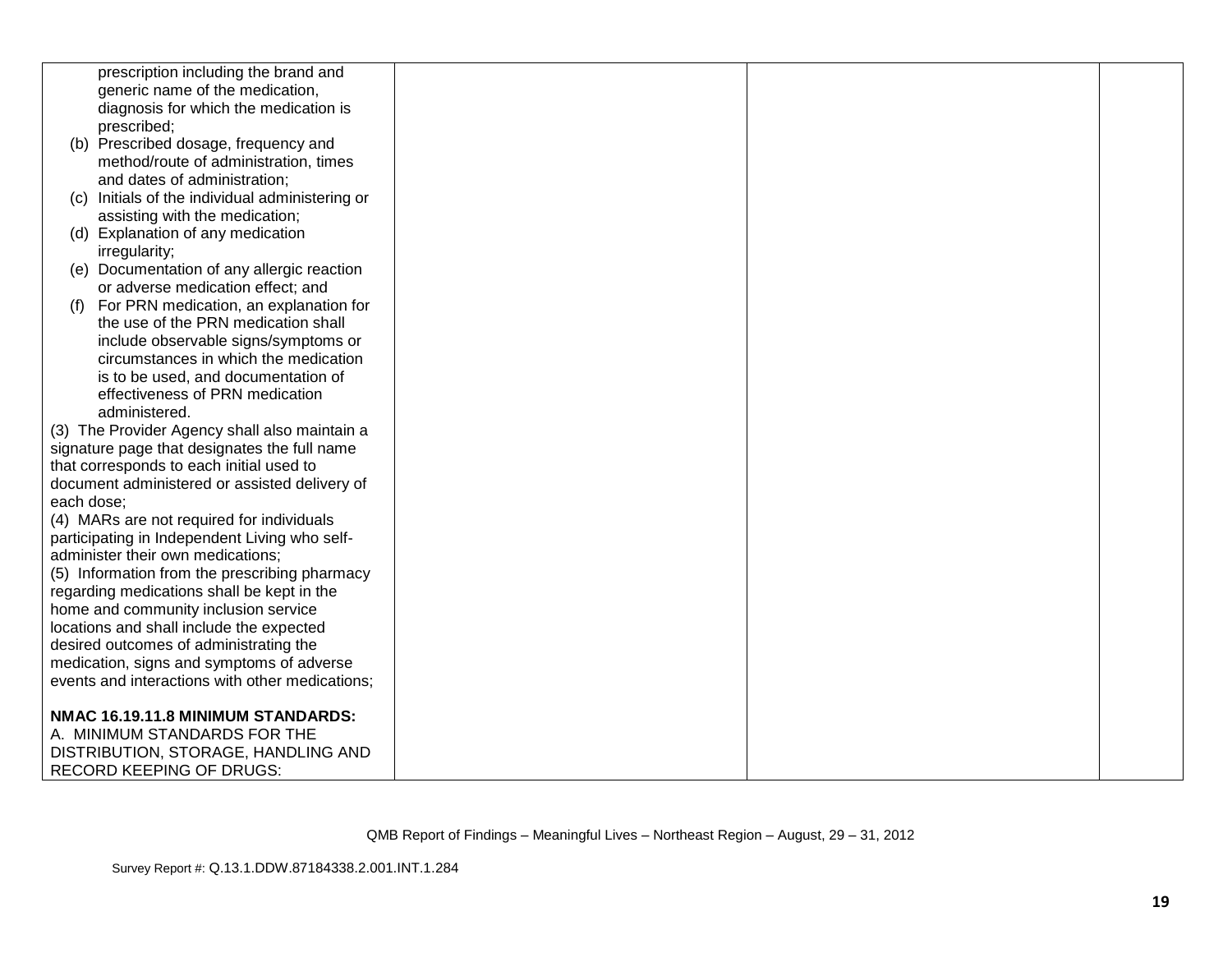| | | | |
|---|---|---|---|
| prescription including the brand and generic name of the medication, diagnosis for which the medication is prescribed;<br>(b) Prescribed dosage, frequency and method/route of administration, times and dates of administration;<br>(c) Initials of the individual administering or assisting with the medication;<br>(d) Explanation of any medication irregularity;<br>(e) Documentation of any allergic reaction or adverse medication effect; and<br>(f) For PRN medication, an explanation for the use of the PRN medication shall include observable signs/symptoms or circumstances in which the medication is to be used, and documentation of effectiveness of PRN medication administered.<br>(3) The Provider Agency shall also maintain a signature page that designates the full name that corresponds to each initial used to document administered or assisted delivery of each dose;<br>(4) MARs are not required for individuals participating in Independent Living who self-administer their own medications;<br>(5) Information from the prescribing pharmacy regarding medications shall be kept in the home and community inclusion service locations and shall include the expected desired outcomes of administrating the medication, signs and symptoms of adverse events and interactions with other medications;<br><br>**NMAC 16.19.11.8 MINIMUM STANDARDS:**<br>A. MINIMUM STANDARDS FOR THE DISTRIBUTION, STORAGE, HANDLING AND RECORD KEEPING OF DRUGS: | | | |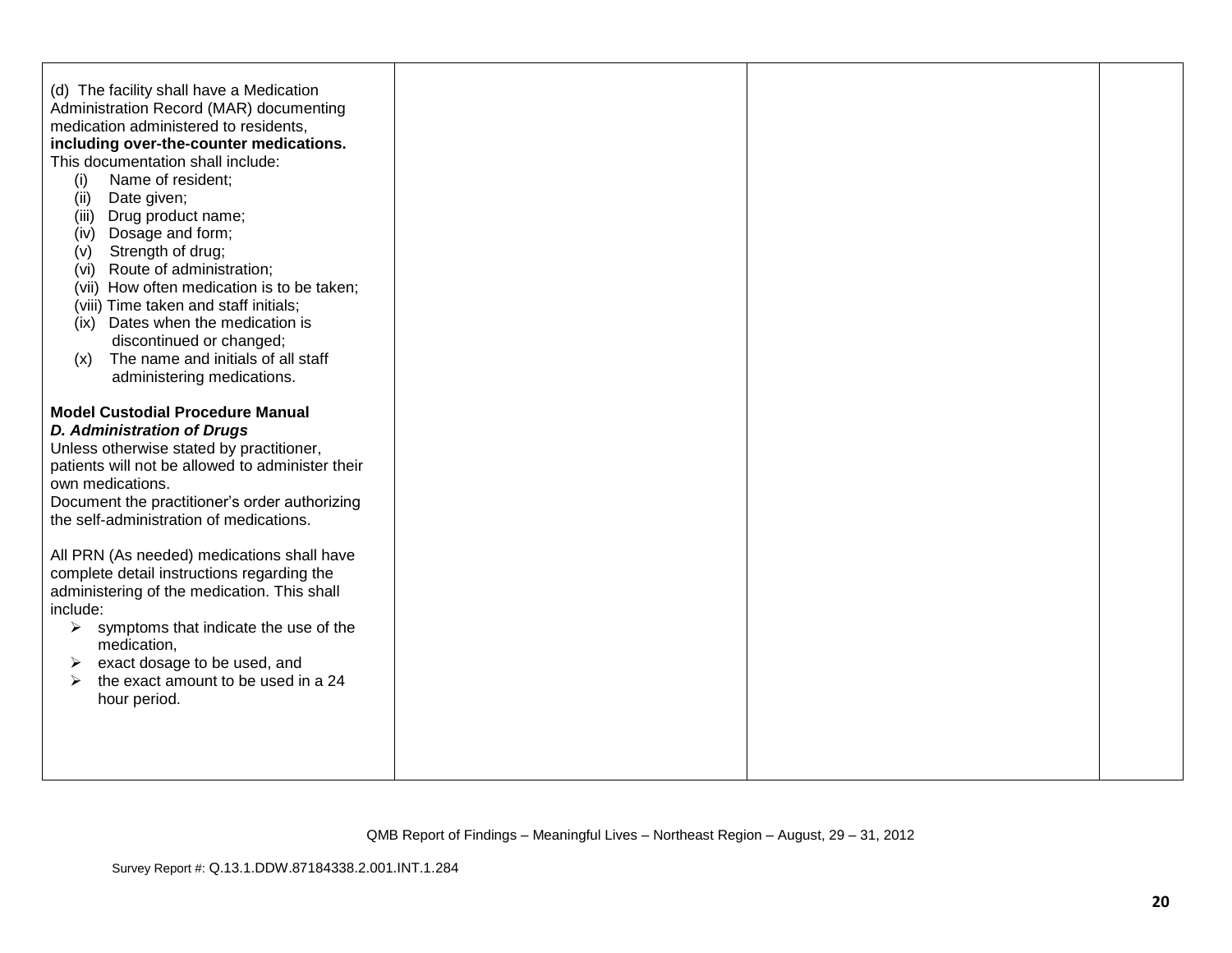| | | | |
|---|---|---|---|
| (d) The facility shall have a Medication Administration Record (MAR) documenting medication administered to residents, **including over-the-counter medications.** This documentation shall include:<br>(i) Name of resident;<br>(ii) Date given;<br>(iii) Drug product name;<br>(iv) Dosage and form;<br>(v) Strength of drug;<br>(vi) Route of administration;<br>(vii) How often medication is to be taken;<br>(viii) Time taken and staff initials;<br>(ix) Dates when the medication is discontinued or changed;<br>(x) The name and initials of all staff administering medications.<br><br>**Model Custodial Procedure Manual**<br>***D. Administration of Drugs***<br>Unless otherwise stated by practitioner, patients will not be allowed to administer their own medications.<br>Document the practitioner's order authorizing the self-administration of medications.<br><br>All PRN (As needed) medications shall have complete detail instructions regarding the administering of the medication. This shall include:<br>➢ symptoms that indicate the use of the medication,<br>➢ exact dosage to be used, and<br>➢ the exact amount to be used in a 24 hour period. | | | |

QMB Report of Findings – Meaningful Lives – Northeast Region – August, 29 – 31, 2012

Survey Report #: Q.13.1.DDW.87184338.2.001.INT.1.284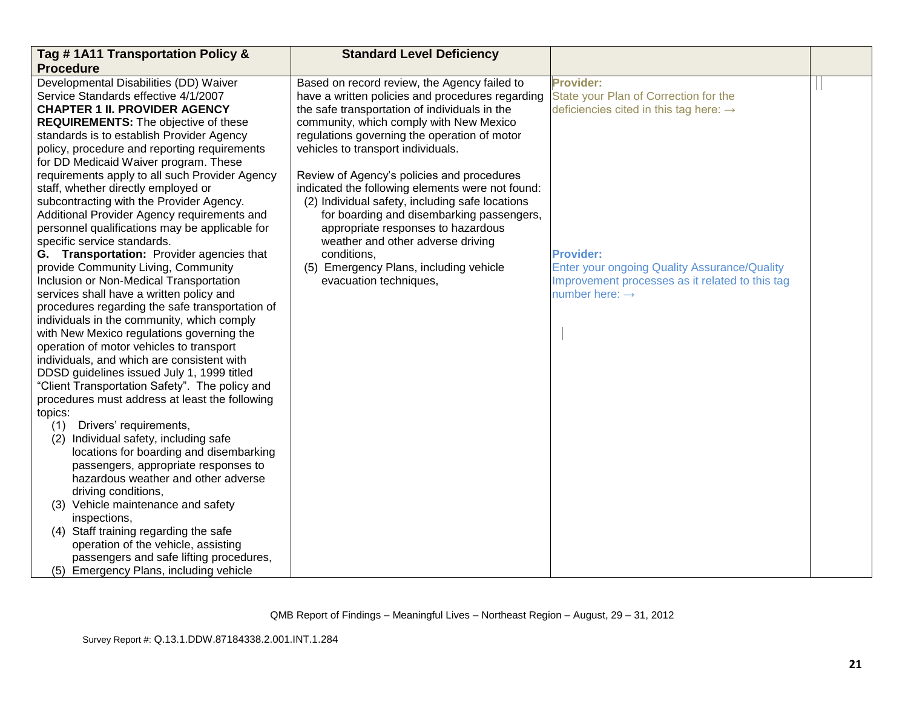| Tag # 1A11 Transportation Policy & Procedure | Standard Level Deficiency | | |
|---|---|---|---|
| Developmental Disabilities (DD) Waiver Service Standards effective 4/1/2007<br>**CHAPTER 1 II. PROVIDER AGENCY REQUIREMENTS:** The objective of these standards is to establish Provider Agency policy, procedure and reporting requirements for DD Medicaid Waiver program. These requirements apply to all such Provider Agency staff, whether directly employed or subcontracting with the Provider Agency. Additional Provider Agency requirements and personnel qualifications may be applicable for specific service standards.<br>**G. Transportation:** Provider agencies that provide Community Living, Community Inclusion or Non-Medical Transportation services shall have a written policy and procedures regarding the safe transportation of individuals in the community, which comply with New Mexico regulations governing the operation of motor vehicles to transport individuals, and which are consistent with DDSD guidelines issued July 1, 1999 titled "Client Transportation Safety". The policy and procedures must address at least the following topics:<br>(1) Drivers' requirements,<br>(2) Individual safety, including safe locations for boarding and disembarking passengers, appropriate responses to hazardous weather and other adverse driving conditions,<br>(3) Vehicle maintenance and safety inspections,<br>(4) Staff training regarding the safe operation of the vehicle, assisting passengers and safe lifting procedures,<br>(5) Emergency Plans, including vehicle | Based on record review, the Agency failed to have a written policies and procedures regarding the safe transportation of individuals in the community, which comply with New Mexico regulations governing the operation of motor vehicles to transport individuals.<br><br>Review of Agency's policies and procedures indicated the following elements were not found:<br>(2) Individual safety, including safe locations for boarding and disembarking passengers, appropriate responses to hazardous weather and other adverse driving conditions,<br>(5) Emergency Plans, including vehicle evacuation techniques, | **Provider:**<br>State your Plan of Correction for the deficiencies cited in this tag here: →<br><br>**Provider:**<br>Enter your ongoing Quality Assurance/Quality Improvement processes as it related to this tag number here: → | |

QMB Report of Findings – Meaningful Lives – Northeast Region – August, 29 – 31, 2012

Survey Report #: Q.13.1.DDW.87184338.2.001.INT.1.284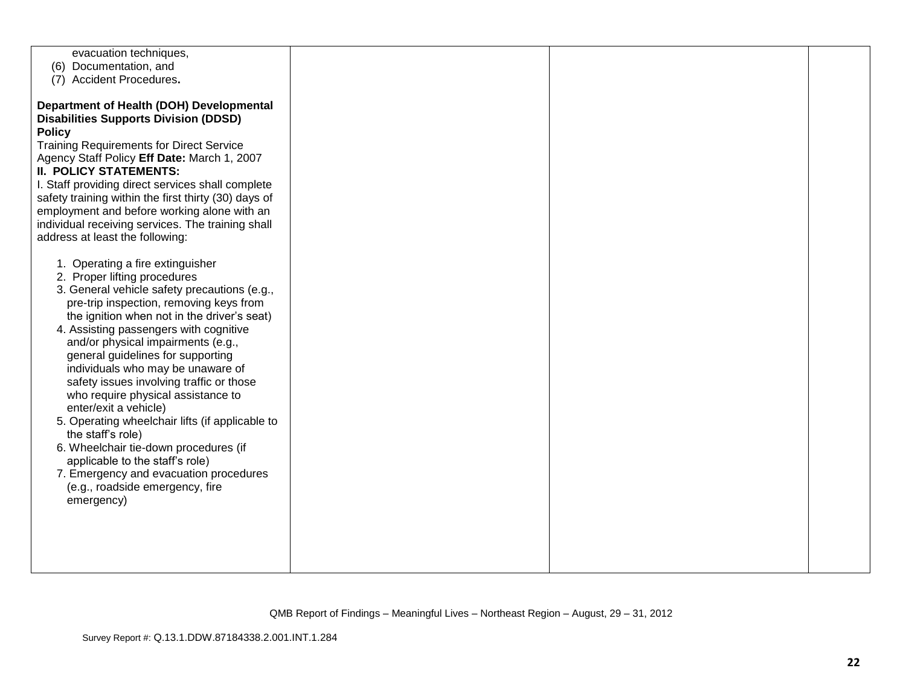| | | | |
|---|---|---|---|
| evacuation techniques,<br>(6) Documentation, and<br>(7) Accident Procedures**.**<br><br>**Department of Health (DOH) Developmental Disabilities Supports Division (DDSD) Policy**<br>Training Requirements for Direct Service Agency Staff Policy **Eff Date:** March 1, 2007<br>**II. POLICY STATEMENTS:**<br>I. Staff providing direct services shall complete safety training within the first thirty (30) days of employment and before working alone with an individual receiving services. The training shall address at least the following:<br><br>1. Operating a fire extinguisher<br>2. Proper lifting procedures<br>3. General vehicle safety precautions (e.g., pre-trip inspection, removing keys from the ignition when not in the driver's seat)<br>4. Assisting passengers with cognitive and/or physical impairments (e.g., general guidelines for supporting individuals who may be unaware of safety issues involving traffic or those who require physical assistance to enter/exit a vehicle)<br>5. Operating wheelchair lifts (if applicable to the staff's role)<br>6. Wheelchair tie-down procedures (if applicable to the staff's role)<br>7. Emergency and evacuation procedures (e.g., roadside emergency, fire emergency) | | | |

QMB Report of Findings – Meaningful Lives – Northeast Region – August, 29 – 31, 2012

Survey Report #: Q.13.1.DDW.87184338.2.001.INT.1.284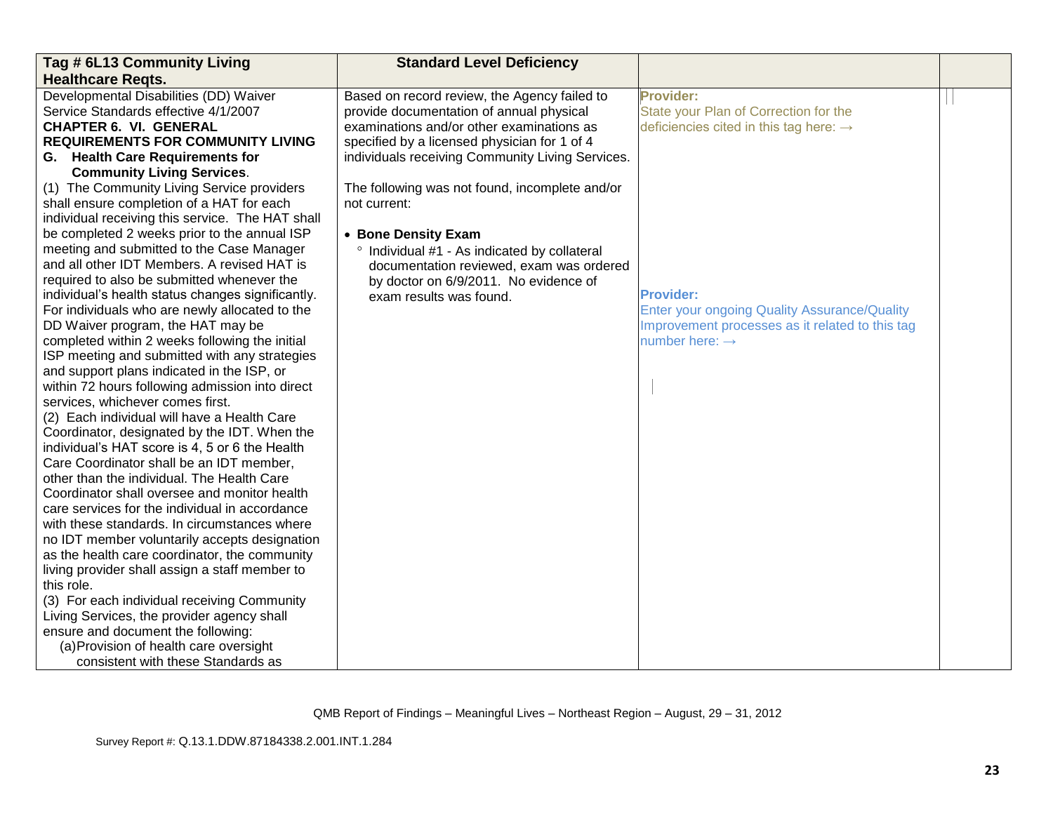| Tag # 6L13 Community Living Healthcare Reqts. | Standard Level Deficiency | | |
|---|---|---|---|
| Developmental Disabilities (DD) Waiver Service Standards effective 4/1/2007<br>**CHAPTER 6. VI. GENERAL REQUIREMENTS FOR COMMUNITY LIVING**<br>**G. Health Care Requirements for Community Living Services**.<br>(1) The Community Living Service providers shall ensure completion of a HAT for each individual receiving this service. The HAT shall be completed 2 weeks prior to the annual ISP meeting and submitted to the Case Manager and all other IDT Members. A revised HAT is required to also be submitted whenever the individual's health status changes significantly. For individuals who are newly allocated to the DD Waiver program, the HAT may be completed within 2 weeks following the initial ISP meeting and submitted with any strategies and support plans indicated in the ISP, or within 72 hours following admission into direct services, whichever comes first.<br>(2) Each individual will have a Health Care Coordinator, designated by the IDT. When the individual's HAT score is 4, 5 or 6 the Health Care Coordinator shall be an IDT member, other than the individual. The Health Care Coordinator shall oversee and monitor health care services for the individual in accordance with these standards. In circumstances where no IDT member voluntarily accepts designation as the health care coordinator, the community living provider shall assign a staff member to this role.<br>(3) For each individual receiving Community Living Services, the provider agency shall ensure and document the following:<br>(a) Provision of health care oversight consistent with these Standards as | Based on record review, the Agency failed to provide documentation of annual physical examinations and/or other examinations as specified by a licensed physician for 1 of 4 individuals receiving Community Living Services.<br><br>The following was not found, incomplete and/or not current:<br><br>• **Bone Density Exam**<br>° Individual #1 - As indicated by collateral documentation reviewed, exam was ordered by doctor on 6/9/2011. No evidence of exam results was found. | **Provider:**<br>State your Plan of Correction for the deficiencies cited in this tag here: →<br><br>**Provider:**<br>Enter your ongoing Quality Assurance/Quality Improvement processes as it related to this tag number here: → | |

QMB Report of Findings – Meaningful Lives – Northeast Region – August, 29 – 31, 2012

Survey Report #: Q.13.1.DDW.87184338.2.001.INT.1.284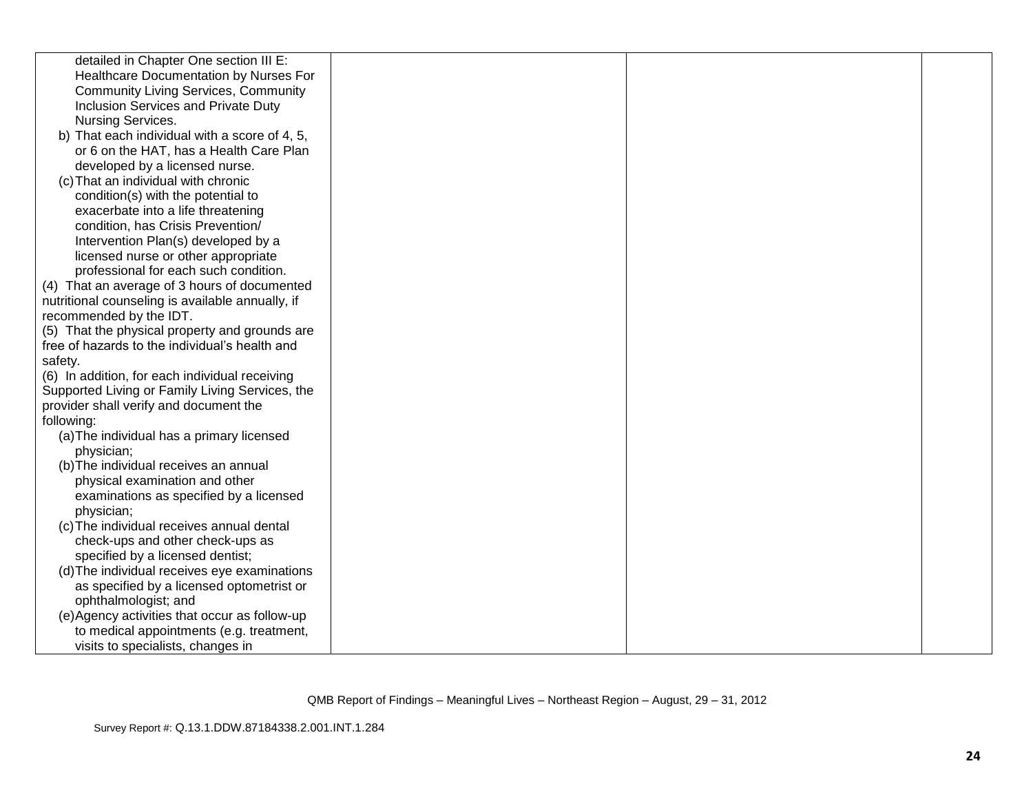| | | | |
|---|---|---|---|
| detailed in Chapter One section III E: Healthcare Documentation by Nurses For Community Living Services, Community Inclusion Services and Private Duty Nursing Services.<br>b) That each individual with a score of 4, 5, or 6 on the HAT, has a Health Care Plan developed by a licensed nurse.<br>(c) That an individual with chronic condition(s) with the potential to exacerbate into a life threatening condition, has Crisis Prevention/ Intervention Plan(s) developed by a licensed nurse or other appropriate professional for each such condition.<br>(4) That an average of 3 hours of documented nutritional counseling is available annually, if recommended by the IDT.<br>(5) That the physical property and grounds are free of hazards to the individual's health and safety.<br>(6) In addition, for each individual receiving Supported Living or Family Living Services, the provider shall verify and document the following:<br>(a) The individual has a primary licensed physician;<br>(b) The individual receives an annual physical examination and other examinations as specified by a licensed physician;<br>(c) The individual receives annual dental check-ups and other check-ups as specified by a licensed dentist;<br>(d) The individual receives eye examinations as specified by a licensed optometrist or ophthalmologist; and<br>(e) Agency activities that occur as follow-up to medical appointments (e.g. treatment, visits to specialists, changes in | | | |

QMB Report of Findings – Meaningful Lives – Northeast Region – August, 29 – 31, 2012

Survey Report #: Q.13.1.DDW.87184338.2.001.INT.1.284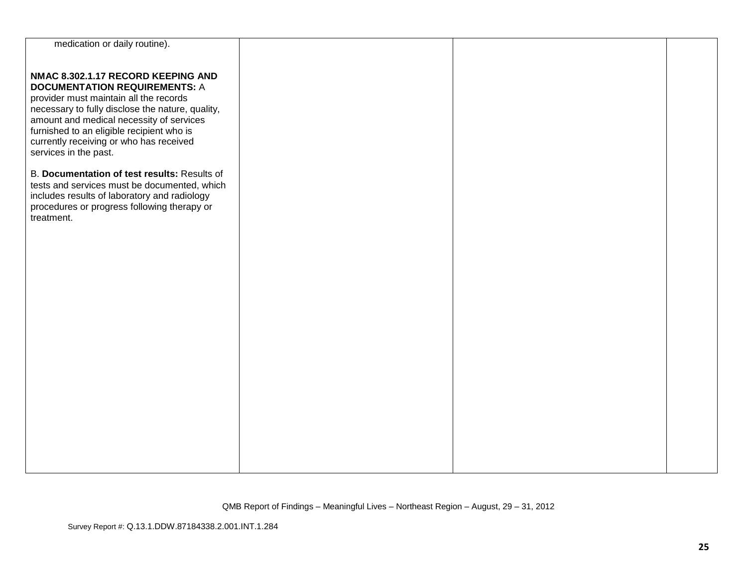| | | | |
|---|---|---|---|
| medication or daily routine).<br><br>**NMAC 8.302.1.17 RECORD KEEPING AND DOCUMENTATION REQUIREMENTS:** A provider must maintain all the records necessary to fully disclose the nature, quality, amount and medical necessity of services furnished to an eligible recipient who is currently receiving or who has received services in the past.<br><br>B. **Documentation of test results:** Results of tests and services must be documented, which includes results of laboratory and radiology procedures or progress following therapy or treatment. | | | |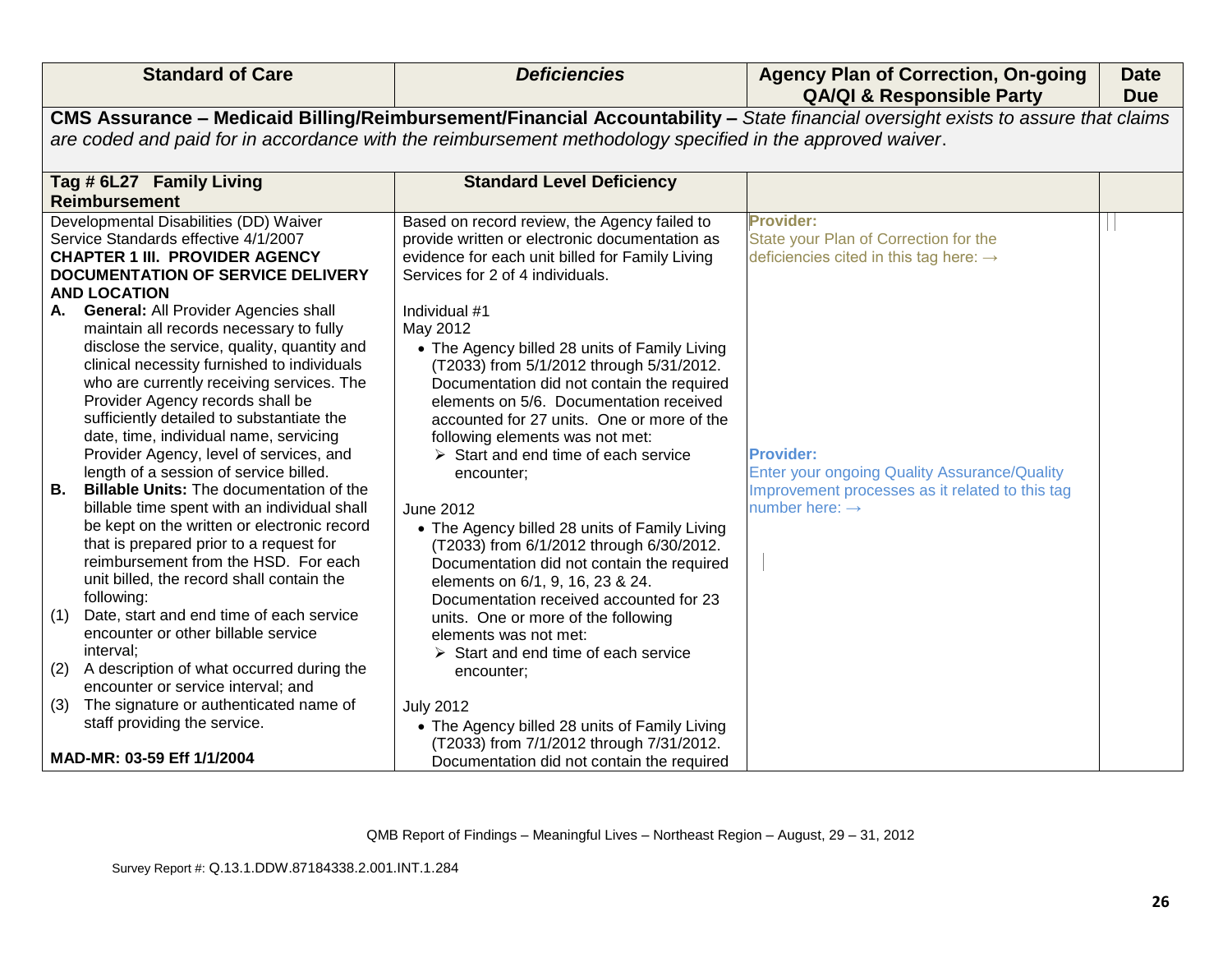| Standard of Care | *Deficiencies* | Agency Plan of Correction, On-going QA/QI & Responsible Party | Date Due |
|---|---|---|---|
| **CMS Assurance – Medicaid Billing/Reimbursement/Financial Accountability –** *State financial oversight exists to assure that claims are coded and paid for in accordance with the reimbursement methodology specified in the approved waiver.* | | | |
| **Tag # 6L27 Family Living Reimbursement** | **Standard Level Deficiency** | | |
| Developmental Disabilities (DD) Waiver Service Standards effective 4/1/2007<br>**CHAPTER 1 III. PROVIDER AGENCY DOCUMENTATION OF SERVICE DELIVERY AND LOCATION**<br>**A. General:** All Provider Agencies shall maintain all records necessary to fully disclose the service, quality, quantity and clinical necessity furnished to individuals who are currently receiving services. The Provider Agency records shall be sufficiently detailed to substantiate the date, time, individual name, servicing Provider Agency, level of services, and length of a session of service billed.<br>**B. Billable Units:** The documentation of the billable time spent with an individual shall be kept on the written or electronic record that is prepared prior to a request for reimbursement from the HSD. For each unit billed, the record shall contain the following:<br>(1) Date, start and end time of each service encounter or other billable service interval;<br>(2) A description of what occurred during the encounter or service interval; and<br>(3) The signature or authenticated name of staff providing the service.<br><br>**MAD-MR: 03-59 Eff 1/1/2004** | Based on record review, the Agency failed to provide written or electronic documentation as evidence for each unit billed for Family Living Services for 2 of 4 individuals.<br><br>Individual #1<br>May 2012<br>• The Agency billed 28 units of Family Living (T2033) from 5/1/2012 through 5/31/2012. Documentation did not contain the required elements on 5/6. Documentation received accounted for 27 units. One or more of the following elements was not met:<br>➢ Start and end time of each service encounter;<br><br>June 2012<br>• The Agency billed 28 units of Family Living (T2033) from 6/1/2012 through 6/30/2012. Documentation did not contain the required elements on 6/1, 9, 16, 23 & 24. Documentation received accounted for 23 units. One or more of the following elements was not met:<br>➢ Start and end time of each service encounter;<br><br>July 2012<br>• The Agency billed 28 units of Family Living (T2033) from 7/1/2012 through 7/31/2012. Documentation did not contain the required | **Provider:**<br>State your Plan of Correction for the deficiencies cited in this tag here: →<br><br><br><br><br><br>**Provider:**<br>Enter your ongoing Quality Assurance/Quality Improvement processes as it related to this tag number here: → | |

QMB Report of Findings – Meaningful Lives – Northeast Region – August, 29 – 31, 2012

Survey Report #: Q.13.1.DDW.87184338.2.001.INT.1.284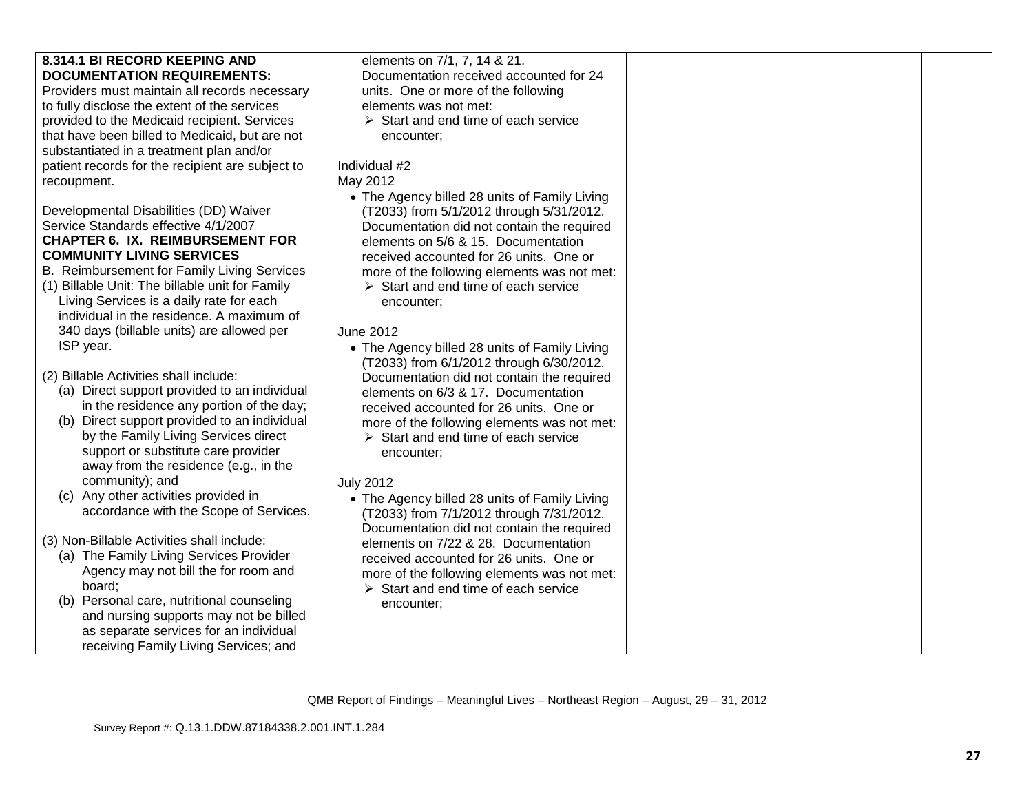| | | | |
|---|---|---|---|
| **8.314.1 BI RECORD KEEPING AND DOCUMENTATION REQUIREMENTS:**<br>Providers must maintain all records necessary to fully disclose the extent of the services provided to the Medicaid recipient. Services that have been billed to Medicaid, but are not substantiated in a treatment plan and/or patient records for the recipient are subject to recoupment.<br><br>Developmental Disabilities (DD) Waiver Service Standards effective 4/1/2007<br>**CHAPTER 6. IX. REIMBURSEMENT FOR COMMUNITY LIVING SERVICES**<br>B. Reimbursement for Family Living Services<br>(1) Billable Unit: The billable unit for Family Living Services is a daily rate for each individual in the residence. A maximum of 340 days (billable units) are allowed per ISP year.<br><br>(2) Billable Activities shall include:<br>(a) Direct support provided to an individual in the residence any portion of the day;<br>(b) Direct support provided to an individual by the Family Living Services direct support or substitute care provider away from the residence (e.g., in the community); and<br>(c) Any other activities provided in accordance with the Scope of Services.<br><br>(3) Non-Billable Activities shall include:<br>(a) The Family Living Services Provider Agency may not bill the for room and board;<br>(b) Personal care, nutritional counseling and nursing supports may not be billed as separate services for an individual receiving Family Living Services; and | elements on 7/1, 7, 14 & 21. Documentation received accounted for 24 units. One or more of the following elements was not met:<br>➢ Start and end time of each service encounter;<br><br>Individual #2<br>May 2012<br>• The Agency billed 28 units of Family Living (T2033) from 5/1/2012 through 5/31/2012. Documentation did not contain the required elements on 5/6 & 15. Documentation received accounted for 26 units. One or more of the following elements was not met:<br>➢ Start and end time of each service encounter;<br><br>June 2012<br>• The Agency billed 28 units of Family Living (T2033) from 6/1/2012 through 6/30/2012. Documentation did not contain the required elements on 6/3 & 17. Documentation received accounted for 26 units. One or more of the following elements was not met:<br>➢ Start and end time of each service encounter;<br><br>July 2012<br>• The Agency billed 28 units of Family Living (T2033) from 7/1/2012 through 7/31/2012. Documentation did not contain the required elements on 7/22 & 28. Documentation received accounted for 26 units. One or more of the following elements was not met:<br>➢ Start and end time of each service encounter; | | |

QMB Report of Findings – Meaningful Lives – Northeast Region – August, 29 – 31, 2012

Survey Report #: Q.13.1.DDW.87184338.2.001.INT.1.284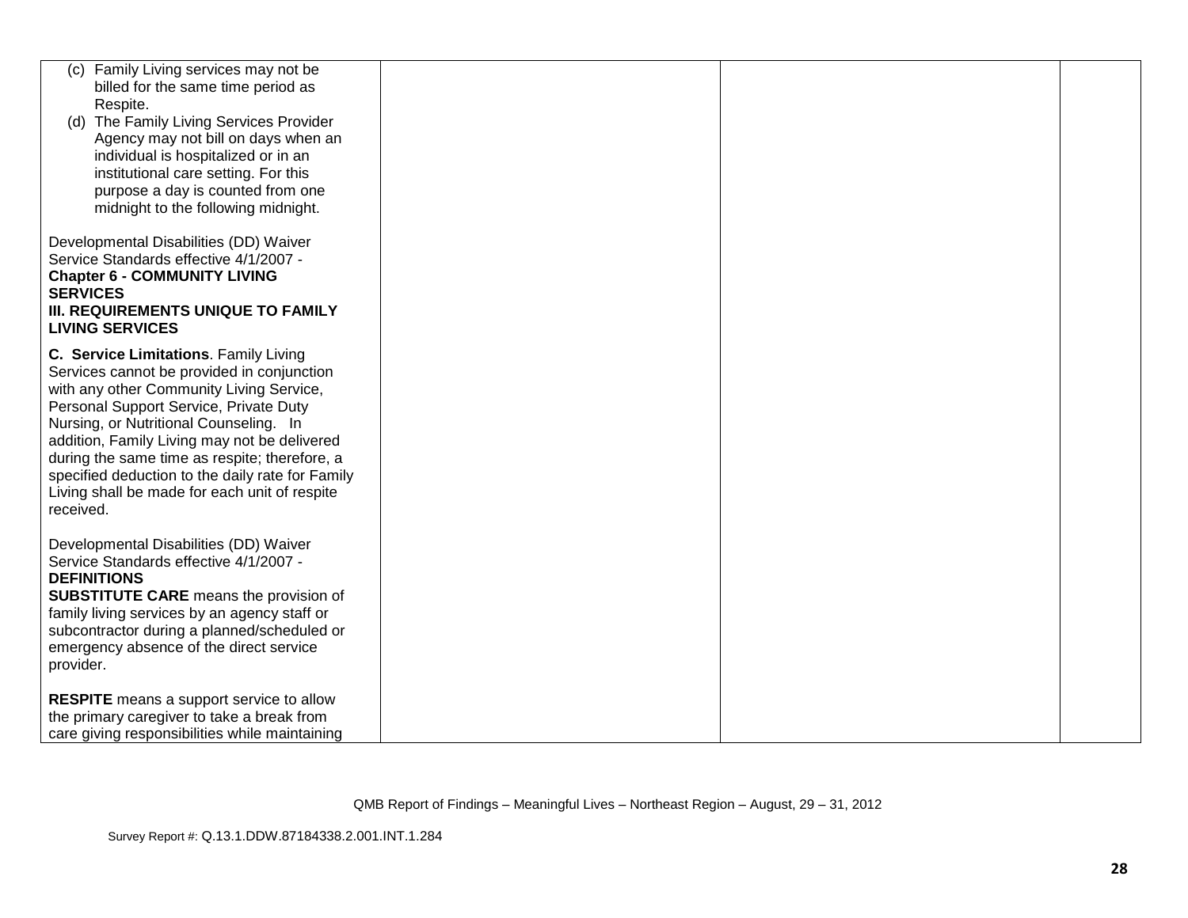| | | | |
|---|---|---|---|
| (c) Family Living services may not be billed for the same time period as Respite.<br>(d) The Family Living Services Provider Agency may not bill on days when an individual is hospitalized or in an institutional care setting. For this purpose a day is counted from one midnight to the following midnight.<br><br>Developmental Disabilities (DD) Waiver Service Standards effective 4/1/2007 - **Chapter 6 - COMMUNITY LIVING SERVICES III. REQUIREMENTS UNIQUE TO FAMILY LIVING SERVICES**<br><br>**C. Service Limitations**. Family Living Services cannot be provided in conjunction with any other Community Living Service, Personal Support Service, Private Duty Nursing, or Nutritional Counseling. In addition, Family Living may not be delivered during the same time as respite; therefore, a specified deduction to the daily rate for Family Living shall be made for each unit of respite received.<br><br>Developmental Disabilities (DD) Waiver Service Standards effective 4/1/2007 - **DEFINITIONS**<br>**SUBSTITUTE CARE** means the provision of family living services by an agency staff or subcontractor during a planned/scheduled or emergency absence of the direct service provider.<br><br>**RESPITE** means a support service to allow the primary caregiver to take a break from care giving responsibilities while maintaining | | | |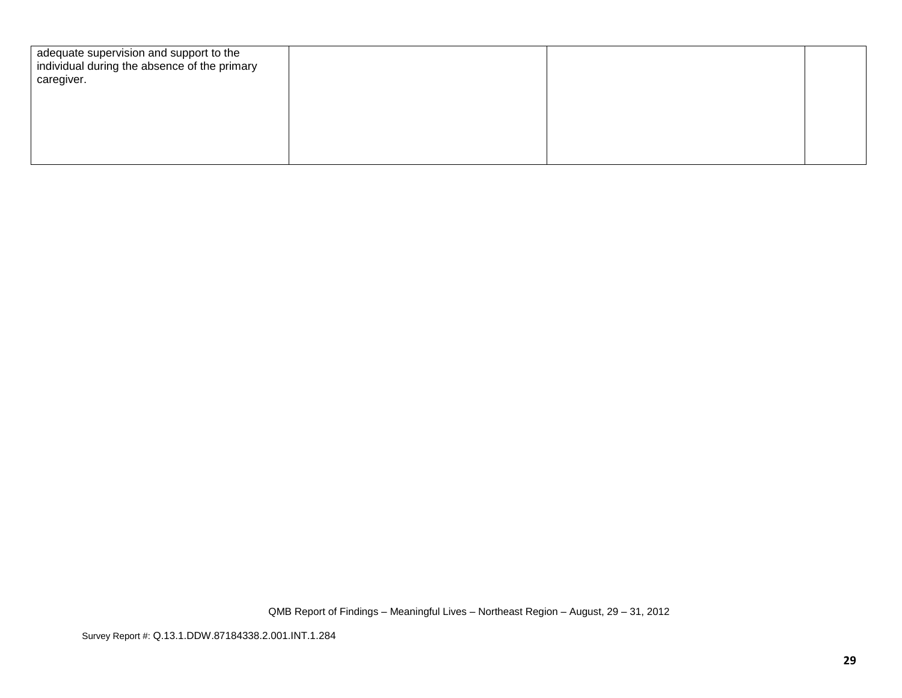| | | | |
|---|---|---|---|
| adequate supervision and support to the individual during the absence of the primary caregiver. | | | |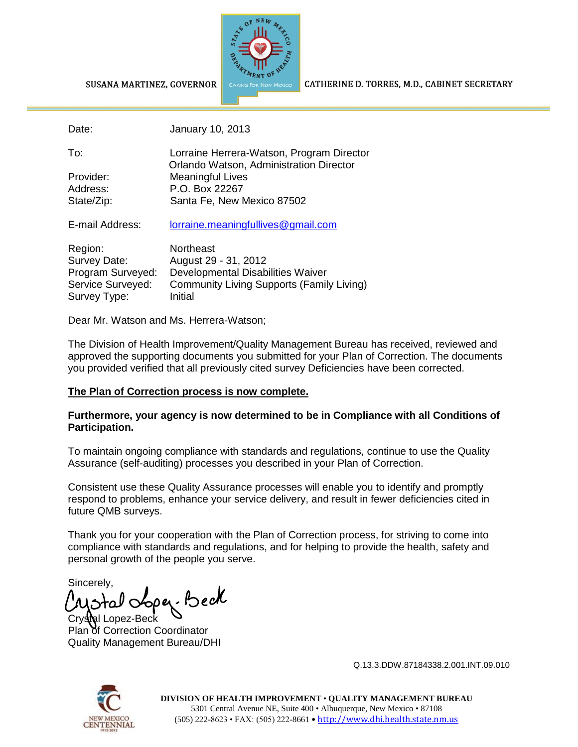SUSANA MARTINEZ, GOVERNOR

CATHERINE D. TORRES, M.D., CABINET SECRETARY

| | |
|---|---|
| Date: | January 10, 2013 |
| To: | Lorraine Herrera-Watson, Program Director<br>Orlando Watson, Administration Director |
| Provider: | Meaningful Lives |
| Address: | P.O. Box 22267 |
| State/Zip: | Santa Fe, New Mexico 87502 |
| E-mail Address: | lorraine.meaningfullives@gmail.com |
| Region: | Northeast |
| Survey Date: | August 29 - 31, 2012 |
| Program Surveyed: | Developmental Disabilities Waiver |
| Service Surveyed: | Community Living Supports (Family Living) |
| Survey Type: | Initial |

Dear Mr. Watson and Ms. Herrera-Watson;

The Division of Health Improvement/Quality Management Bureau has received, reviewed and approved the supporting documents you submitted for your Plan of Correction. The documents you provided verified that all previously cited survey Deficiencies have been corrected.

**The Plan of Correction process is now complete.**

**Furthermore, your agency is now determined to be in Compliance with all Conditions of Participation.**

To maintain ongoing compliance with standards and regulations, continue to use the Quality Assurance (self-auditing) processes you described in your Plan of Correction.

Consistent use these Quality Assurance processes will enable you to identify and promptly respond to problems, enhance your service delivery, and result in fewer deficiencies cited in future QMB surveys.

Thank you for your cooperation with the Plan of Correction process, for striving to come into compliance with standards and regulations, and for helping to provide the health, safety and personal growth of the people you serve.

Sincerely,

Crystal Lopez-Beck
Plan of Correction Coordinator
Quality Management Bureau/DHI

Q.13.3.DDW.87184338.2.001.INT.09.010

**DIVISION OF HEALTH IMPROVEMENT • QUALITY MANAGEMENT BUREAU**
5301 Central Avenue NE, Suite 400 • Albuquerque, New Mexico • 87108
(505) 222-8623 • FAX: (505) 222-8661 • http://www.dhi.health.state.nm.us